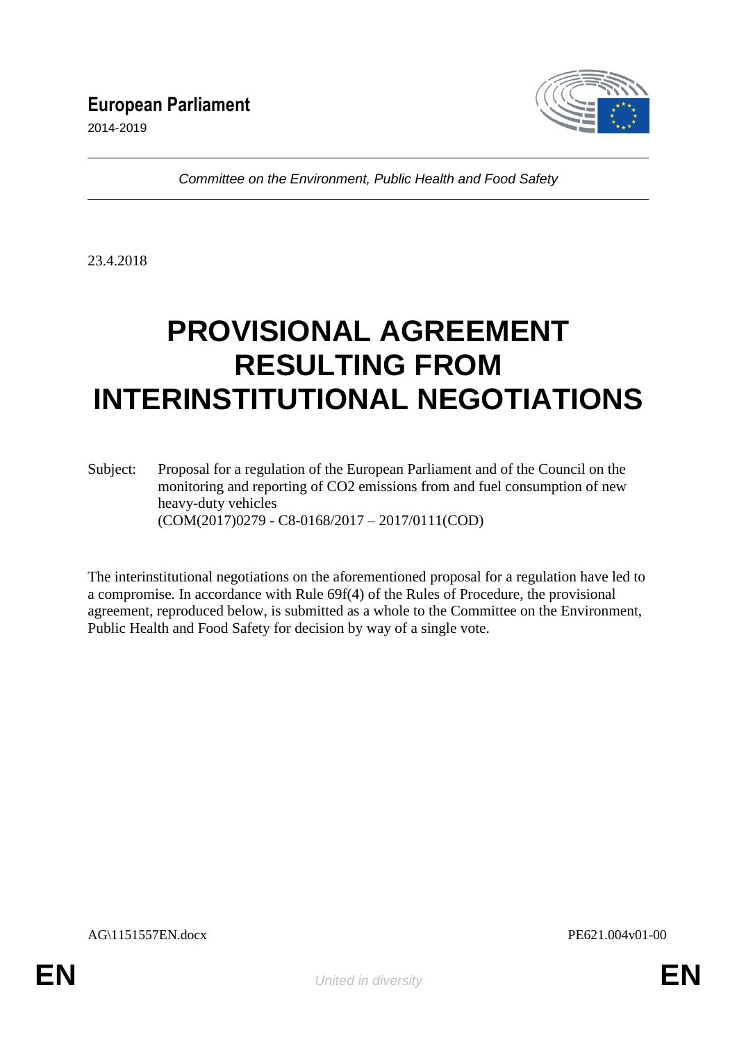**European Parliament**

2014-2019

*Committee on the Environment, Public Health and Food Safety*

23.4.2018

# PROVISIONAL AGREEMENT RESULTING FROM INTERINSTITUTIONAL NEGOTIATIONS

Subject: Proposal for a regulation of the European Parliament and of the Council on the monitoring and reporting of CO2 emissions from and fuel consumption of new heavy-duty vehicles
(COM(2017)0279 - C8-0168/2017 – 2017/0111(COD)

The interinstitutional negotiations on the aforementioned proposal for a regulation have led to a compromise. In accordance with Rule 69f(4) of the Rules of Procedure, the provisional agreement, reproduced below, is submitted as a whole to the Committee on the Environment, Public Health and Food Safety for decision by way of a single vote.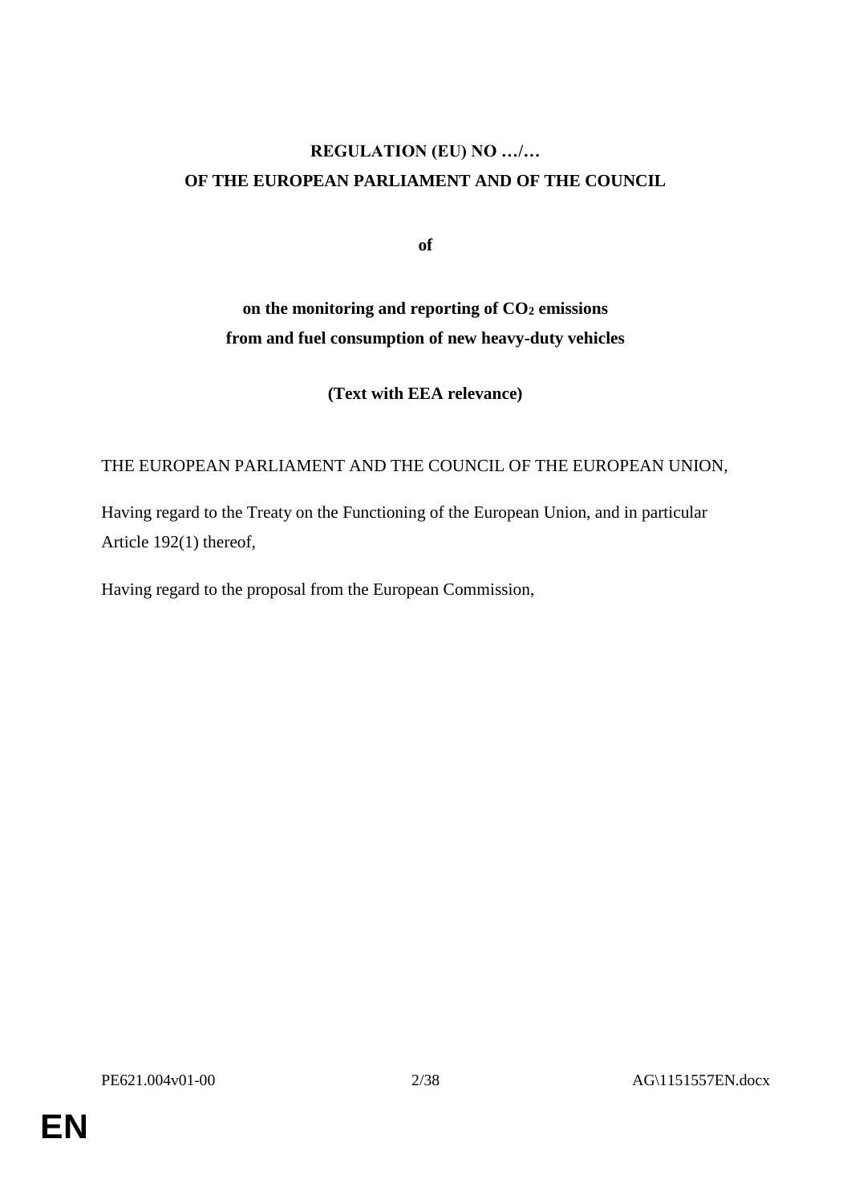**REGULATION (EU) NO …/…**
**OF THE EUROPEAN PARLIAMENT AND OF THE COUNCIL**

**of**

**on the monitoring and reporting of $CO_2$ emissions from and fuel consumption of new heavy-duty vehicles**

**(Text with EEA relevance)**

THE EUROPEAN PARLIAMENT AND THE COUNCIL OF THE EUROPEAN UNION,

Having regard to the Treaty on the Functioning of the European Union, and in particular Article 192(1) thereof,

Having regard to the proposal from the European Commission,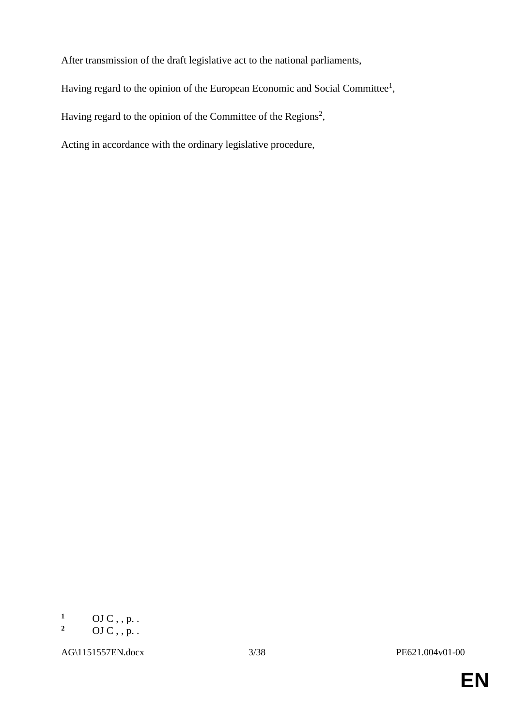After transmission of the draft legislative act to the national parliaments,

Having regard to the opinion of the European Economic and Social Committee[1],

Having regard to the opinion of the Committee of the Regions[2],

Acting in accordance with the ordinary legislative procedure,

---

[1] OJ C , , p. .

[2] OJ C , , p. .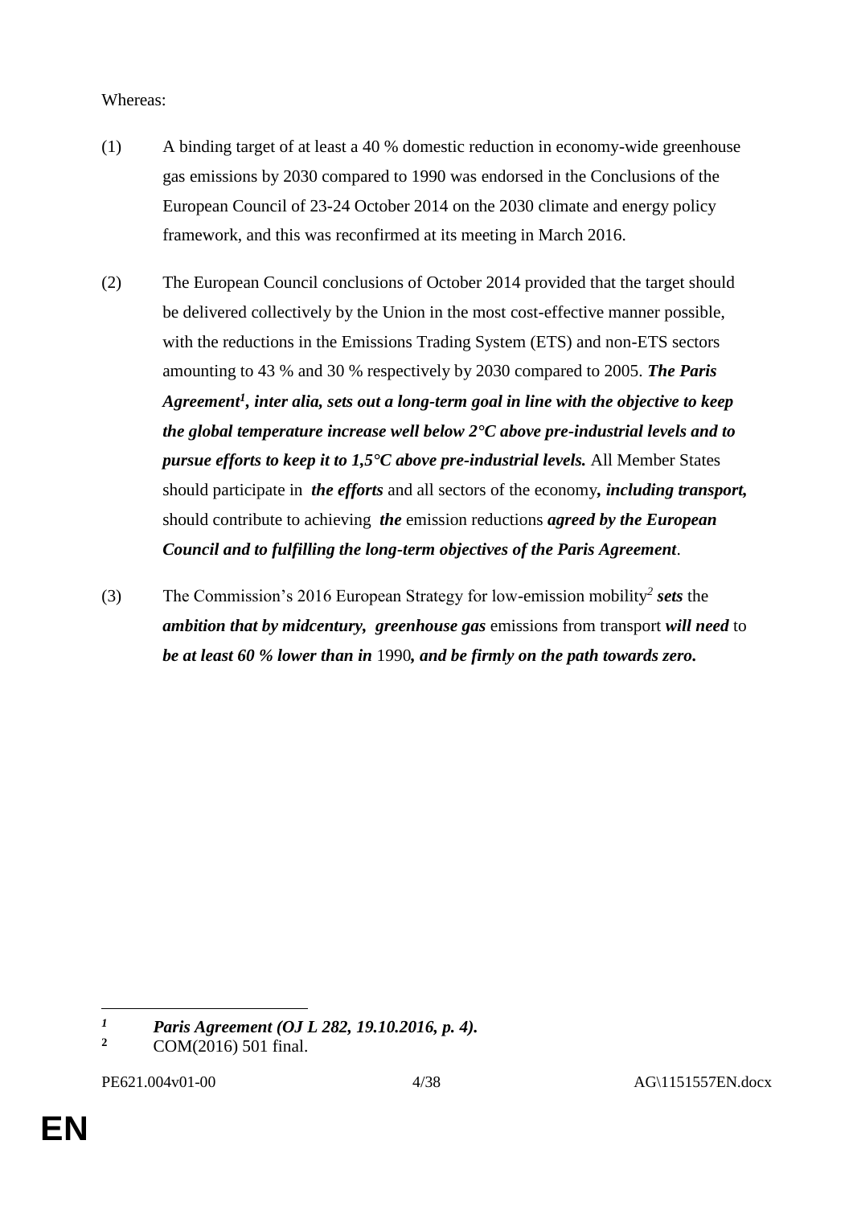Whereas:

(1) A binding target of at least a 40 % domestic reduction in economy-wide greenhouse gas emissions by 2030 compared to 1990 was endorsed in the Conclusions of the European Council of 23-24 October 2014 on the 2030 climate and energy policy framework, and this was reconfirmed at its meeting in March 2016.

(2) The European Council conclusions of October 2014 provided that the target should be delivered collectively by the Union in the most cost-effective manner possible, with the reductions in the Emissions Trading System (ETS) and non-ETS sectors amounting to 43 % and 30 % respectively by 2030 compared to 2005. ***The Paris Agreement[1], inter alia, sets out a long-term goal in line with the objective to keep the global temperature increase well below 2°C above pre-industrial levels and to pursue efforts to keep it to 1,5°C above pre-industrial levels.*** All Member States should participate in ***the efforts*** and all sectors of the economy***, including transport,*** should contribute to achieving ***the*** emission reductions ***agreed by the European Council and to fulfilling the long-term objectives of the Paris Agreement***.

(3) The Commission's 2016 European Strategy for low-emission mobility[2] ***sets*** the ***ambition that by midcentury, greenhouse gas*** emissions from transport ***will need*** to ***be at least 60 % lower than in*** 1990***, and be firmly on the path towards zero.***

---

[1] ***Paris Agreement (OJ L 282, 19.10.2016, p. 4).***

[2] COM(2016) 501 final.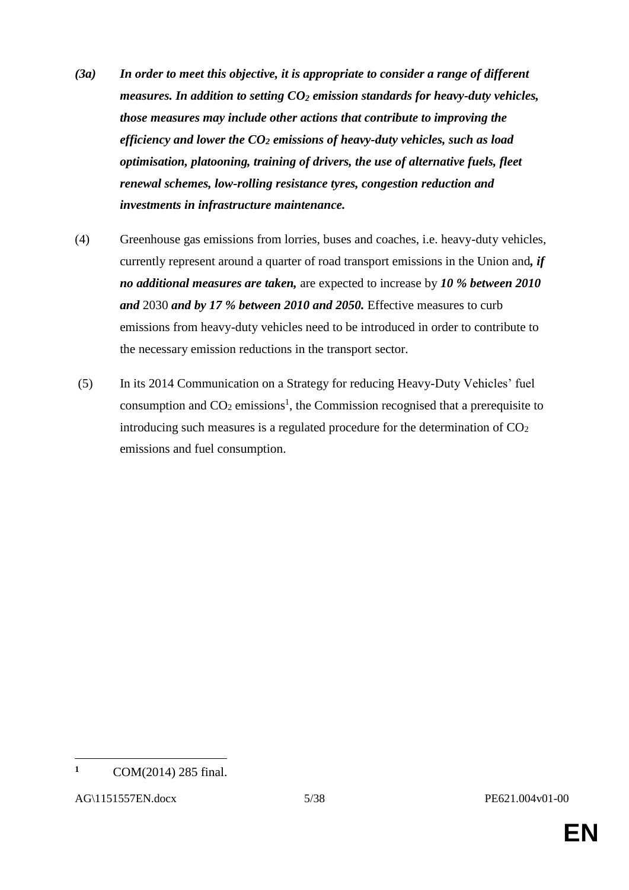***(3a) In order to meet this objective, it is appropriate to consider a range of different measures. In addition to setting $CO_2$ emission standards for heavy-duty vehicles, those measures may include other actions that contribute to improving the efficiency and lower the $CO_2$ emissions of heavy-duty vehicles, such as load optimisation, platooning, training of drivers, the use of alternative fuels, fleet renewal schemes, low-rolling resistance tyres, congestion reduction and investments in infrastructure maintenance.***

(4) Greenhouse gas emissions from lorries, buses and coaches, i.e. heavy-duty vehicles, currently represent around a quarter of road transport emissions in the Union and***, if no additional measures are taken,*** are expected to increase by ***10 % between 2010 and*** 2030 ***and by 17 % between 2010 and 2050.*** Effective measures to curb emissions from heavy-duty vehicles need to be introduced in order to contribute to the necessary emission reductions in the transport sector.

(5) In its 2014 Communication on a Strategy for reducing Heavy-Duty Vehicles' fuel consumption and $CO_2$ emissions[1], the Commission recognised that a prerequisite to introducing such measures is a regulated procedure for the determination of $CO_2$ emissions and fuel consumption.

[1] COM(2014) 285 final.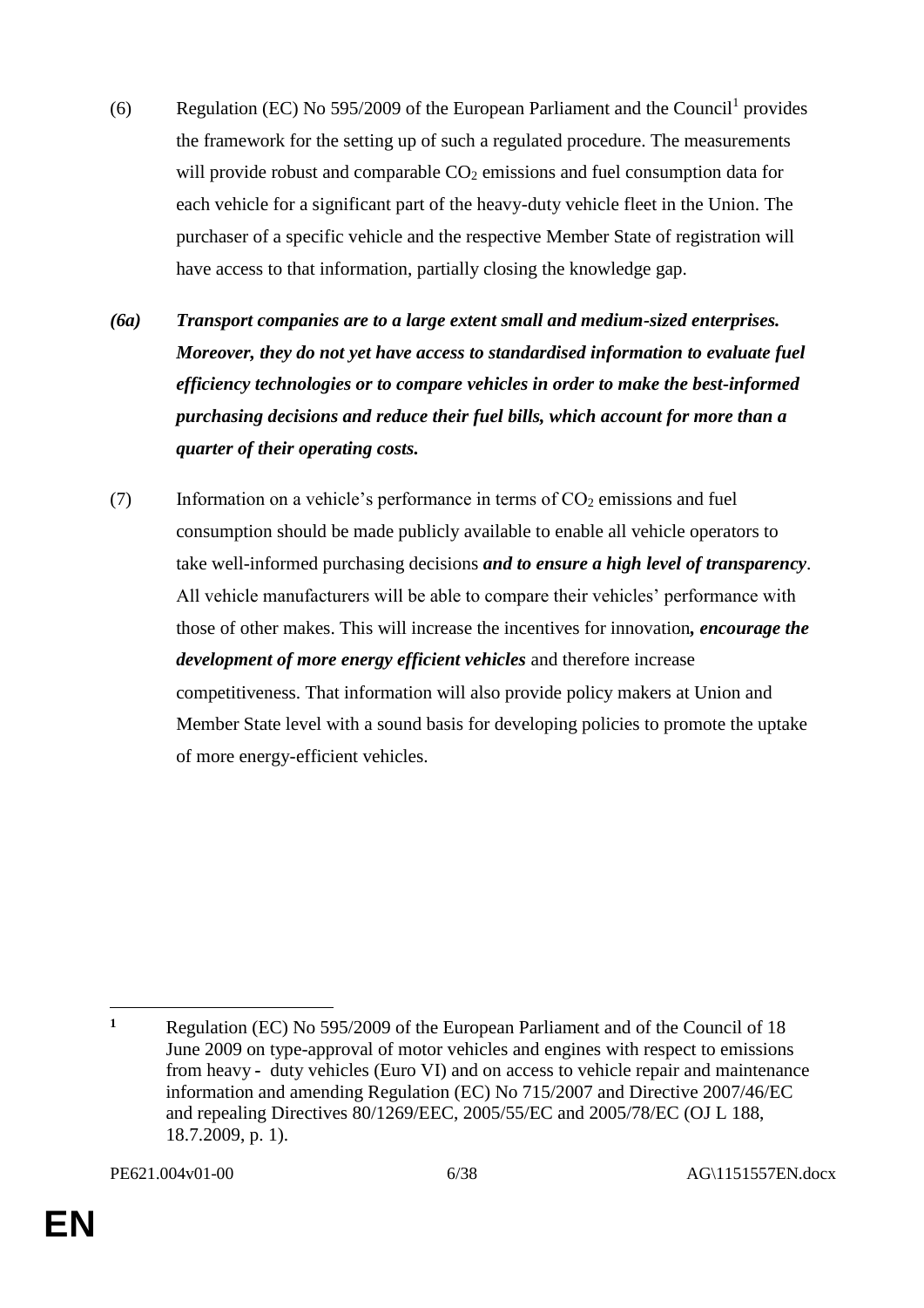(6) Regulation (EC) No 595/2009 of the European Parliament and the Council[1] provides the framework for the setting up of such a regulated procedure. The measurements will provide robust and comparable $CO_2$ emissions and fuel consumption data for each vehicle for a significant part of the heavy-duty vehicle fleet in the Union. The purchaser of a specific vehicle and the respective Member State of registration will have access to that information, partially closing the knowledge gap.

***(6a) Transport companies are to a large extent small and medium-sized enterprises. Moreover, they do not yet have access to standardised information to evaluate fuel efficiency technologies or to compare vehicles in order to make the best-informed purchasing decisions and reduce their fuel bills, which account for more than a quarter of their operating costs.***

(7) Information on a vehicle's performance in terms of $CO_2$ emissions and fuel consumption should be made publicly available to enable all vehicle operators to take well-informed purchasing decisions ***and to ensure a high level of transparency***. All vehicle manufacturers will be able to compare their vehicles' performance with those of other makes. This will increase the incentives for innovation***, encourage the development of more energy efficient vehicles*** and therefore increase competitiveness. That information will also provide policy makers at Union and Member State level with a sound basis for developing policies to promote the uptake of more energy-efficient vehicles.

---

[1] Regulation (EC) No 595/2009 of the European Parliament and of the Council of 18 June 2009 on type-approval of motor vehicles and engines with respect to emissions from heavy - duty vehicles (Euro VI) and on access to vehicle repair and maintenance information and amending Regulation (EC) No 715/2007 and Directive 2007/46/EC and repealing Directives 80/1269/EEC, 2005/55/EC and 2005/78/EC (OJ L 188, 18.7.2009, p. 1).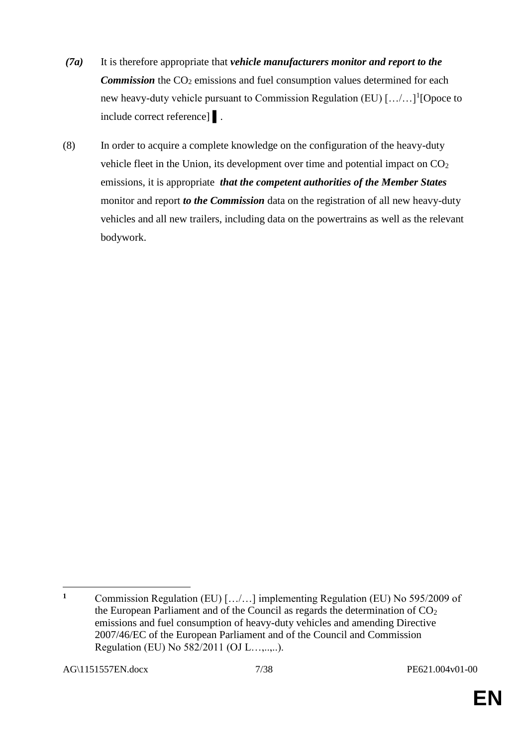***(7a)*** It is therefore appropriate that ***vehicle manufacturers monitor and report to the Commission*** the $CO_2$ emissions and fuel consumption values determined for each new heavy-duty vehicle pursuant to Commission Regulation (EU) […/…][1][Opoce to include correct reference]▌.

(8) In order to acquire a complete knowledge on the configuration of the heavy-duty vehicle fleet in the Union, its development over time and potential impact on $CO_2$ emissions, it is appropriate ***that the competent authorities of the Member States*** monitor and report ***to the Commission*** data on the registration of all new heavy-duty vehicles and all new trailers, including data on the powertrains as well as the relevant bodywork.

---

[1] Commission Regulation (EU) […/…] implementing Regulation (EU) No 595/2009 of the European Parliament and of the Council as regards the determination of $CO_2$ emissions and fuel consumption of heavy-duty vehicles and amending Directive 2007/46/EC of the European Parliament and of the Council and Commission Regulation (EU) No 582/2011 (OJ L…,..,..).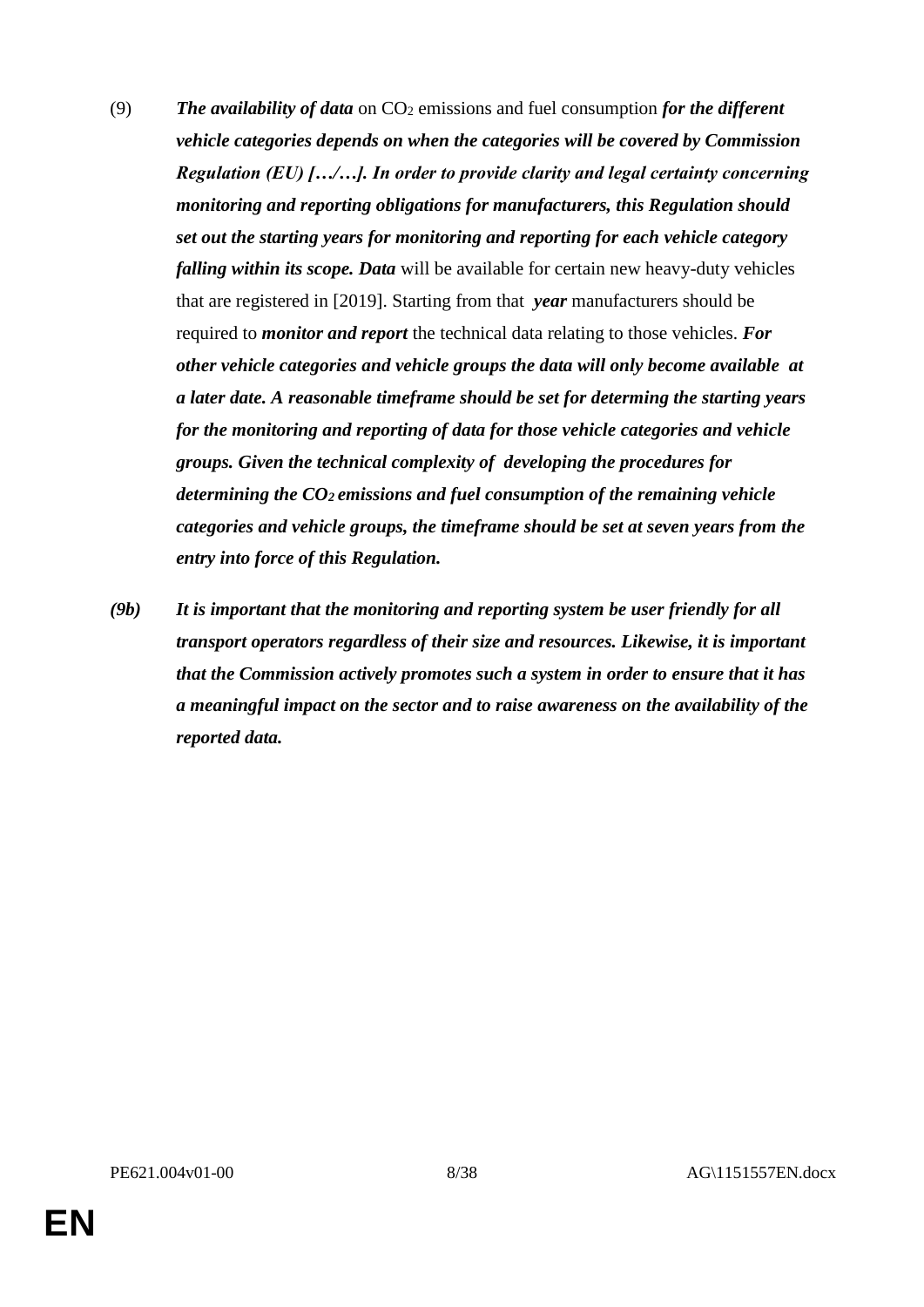(9) ***The availability of data*** on $CO_2$ emissions and fuel consumption ***for the different vehicle categories depends on when the categories will be covered by Commission Regulation (EU) […/…]. In order to provide clarity and legal certainty concerning monitoring and reporting obligations for manufacturers, this Regulation should set out the starting years for monitoring and reporting for each vehicle category falling within its scope. Data*** will be available for certain new heavy-duty vehicles that are registered in [2019]. Starting from that ***year*** manufacturers should be required to ***monitor and report*** the technical data relating to those vehicles. ***For other vehicle categories and vehicle groups the data will only become available at a later date. A reasonable timeframe should be set for determing the starting years for the monitoring and reporting of data for those vehicle categories and vehicle groups. Given the technical complexity of developing the procedures for determining the $CO_2$ emissions and fuel consumption of the remaining vehicle categories and vehicle groups, the timeframe should be set at seven years from the entry into force of this Regulation.***

***(9b) It is important that the monitoring and reporting system be user friendly for all transport operators regardless of their size and resources. Likewise, it is important that the Commission actively promotes such a system in order to ensure that it has a meaningful impact on the sector and to raise awareness on the availability of the reported data.***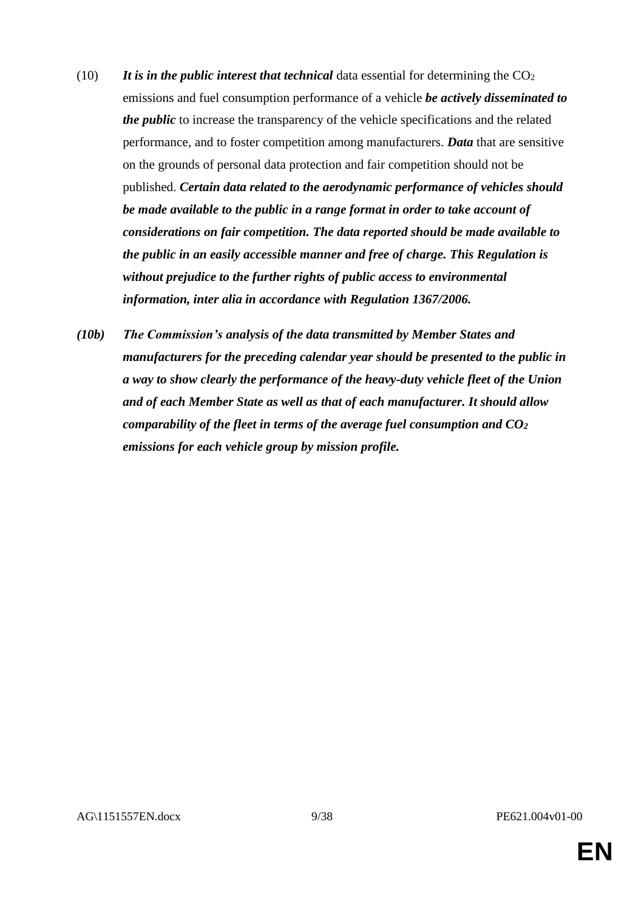(10) ***It is in the public interest that technical*** data essential for determining the $CO_2$ emissions and fuel consumption performance of a vehicle ***be actively disseminated to the public*** to increase the transparency of the vehicle specifications and the related performance, and to foster competition among manufacturers. ***Data*** that are sensitive on the grounds of personal data protection and fair competition should not be published. ***Certain data related to the aerodynamic performance of vehicles should be made available to the public in a range format in order to take account of considerations on fair competition. The data reported should be made available to the public in an easily accessible manner and free of charge. This Regulation is without prejudice to the further rights of public access to environmental information, inter alia in accordance with Regulation 1367/2006.***

***(10b) The Commission's analysis of the data transmitted by Member States and manufacturers for the preceding calendar year should be presented to the public in a way to show clearly the performance of the heavy-duty vehicle fleet of the Union and of each Member State as well as that of each manufacturer. It should allow comparability of the fleet in terms of the average fuel consumption and $CO_2$ emissions for each vehicle group by mission profile.***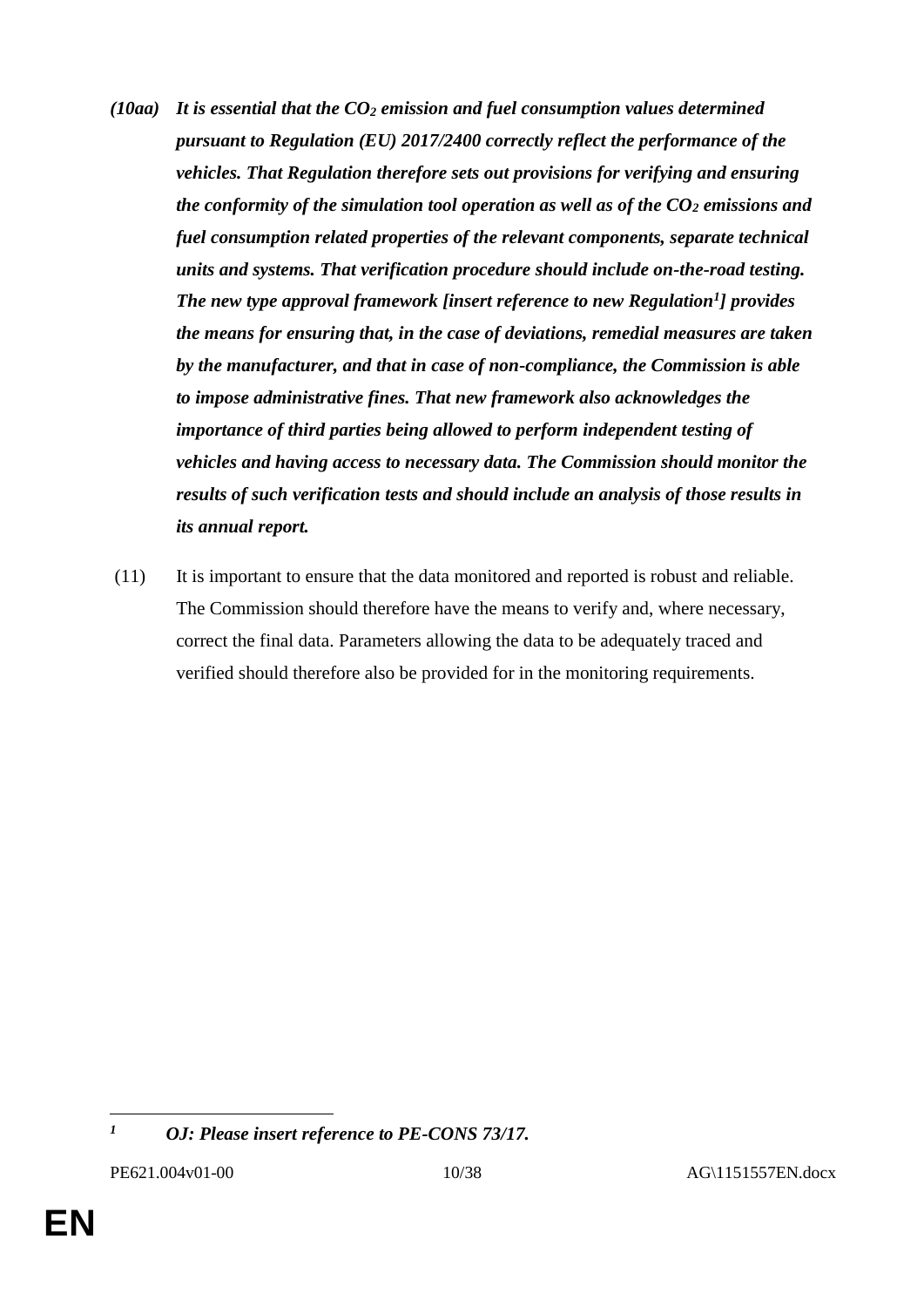***(10aa) It is essential that the $CO_2$ emission and fuel consumption values determined pursuant to Regulation (EU) 2017/2400 correctly reflect the performance of the vehicles. That Regulation therefore sets out provisions for verifying and ensuring the conformity of the simulation tool operation as well as of the $CO_2$ emissions and fuel consumption related properties of the relevant components, separate technical units and systems. That verification procedure should include on-the-road testing. The new type approval framework [insert reference to new Regulation[1]] provides the means for ensuring that, in the case of deviations, remedial measures are taken by the manufacturer, and that in case of non-compliance, the Commission is able to impose administrative fines. That new framework also acknowledges the importance of third parties being allowed to perform independent testing of vehicles and having access to necessary data. The Commission should monitor the results of such verification tests and should include an analysis of those results in its annual report.***

(11) It is important to ensure that the data monitored and reported is robust and reliable. The Commission should therefore have the means to verify and, where necessary, correct the final data. Parameters allowing the data to be adequately traced and verified should therefore also be provided for in the monitoring requirements.

---

[1] ***OJ: Please insert reference to PE-CONS 73/17.***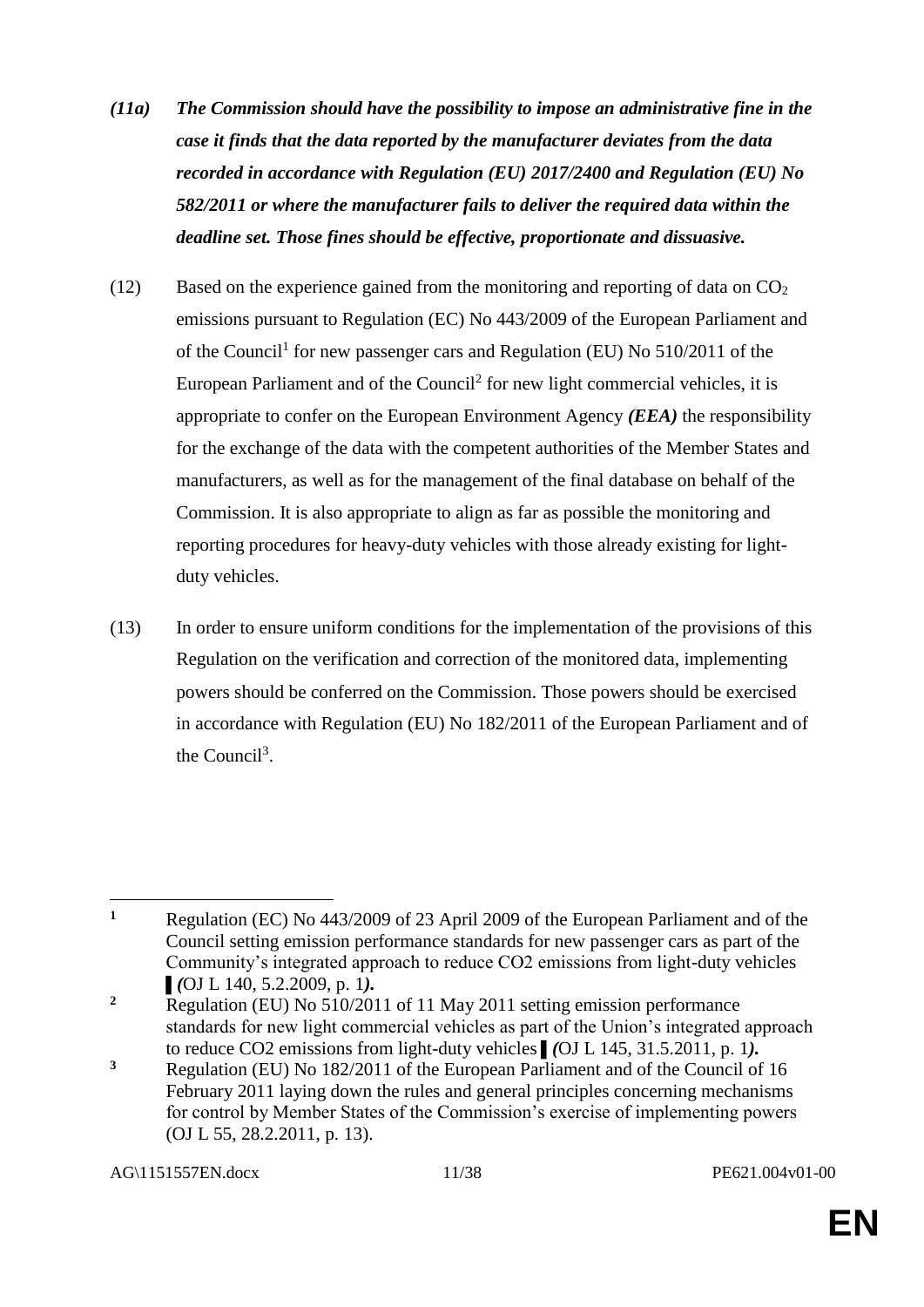***(11a) The Commission should have the possibility to impose an administrative fine in the case it finds that the data reported by the manufacturer deviates from the data recorded in accordance with Regulation (EU) 2017/2400 and Regulation (EU) No 582/2011 or where the manufacturer fails to deliver the required data within the deadline set. Those fines should be effective, proportionate and dissuasive.***

(12) Based on the experience gained from the monitoring and reporting of data on $CO_2$ emissions pursuant to Regulation (EC) No 443/2009 of the European Parliament and of the Council[1] for new passenger cars and Regulation (EU) No 510/2011 of the European Parliament and of the Council[2] for new light commercial vehicles, it is appropriate to confer on the European Environment Agency ***(EEA)*** the responsibility for the exchange of the data with the competent authorities of the Member States and manufacturers, as well as for the management of the final database on behalf of the Commission. It is also appropriate to align as far as possible the monitoring and reporting procedures for heavy-duty vehicles with those already existing for light-duty vehicles.

(13) In order to ensure uniform conditions for the implementation of the provisions of this Regulation on the verification and correction of the monitored data, implementing powers should be conferred on the Commission. Those powers should be exercised in accordance with Regulation (EU) No 182/2011 of the European Parliament and of the Council[3].

---

[1] Regulation (EC) No 443/2009 of 23 April 2009 of the European Parliament and of the Council setting emission performance standards for new passenger cars as part of the Community's integrated approach to reduce CO2 emissions from light-duty vehicles ▌***(***OJ L 140, 5.2.2009, p. 1***).***

[2] Regulation (EU) No 510/2011 of 11 May 2011 setting emission performance standards for new light commercial vehicles as part of the Union's integrated approach to reduce CO2 emissions from light-duty vehicles ▌***(***OJ L 145, 31.5.2011, p. 1***).***

[3] Regulation (EU) No 182/2011 of the European Parliament and of the Council of 16 February 2011 laying down the rules and general principles concerning mechanisms for control by Member States of the Commission's exercise of implementing powers (OJ L 55, 28.2.2011, p. 13).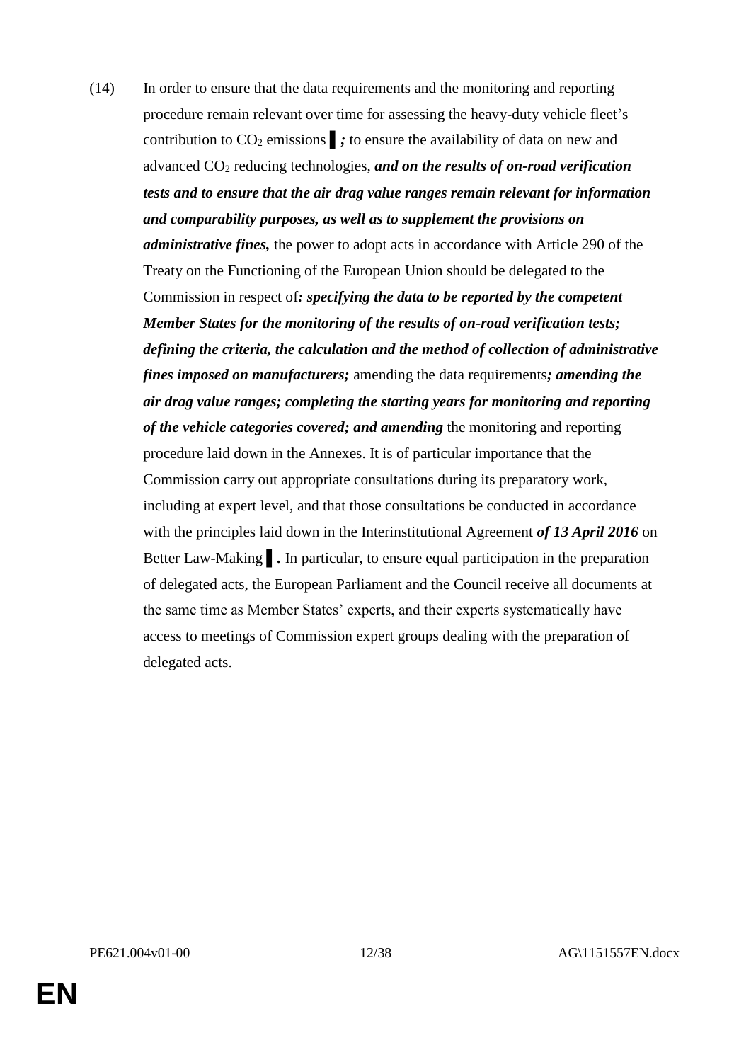(14) In order to ensure that the data requirements and the monitoring and reporting procedure remain relevant over time for assessing the heavy-duty vehicle fleet's contribution to $CO_2$ emissions ▌***;*** to ensure the availability of data on new and advanced $CO_2$ reducing technologies, ***and on the results of on-road verification tests and to ensure that the air drag value ranges remain relevant for information and comparability purposes, as well as to supplement the provisions on administrative fines,*** the power to adopt acts in accordance with Article 290 of the Treaty on the Functioning of the European Union should be delegated to the Commission in respect of***: specifying the data to be reported by the competent Member States for the monitoring of the results of on-road verification tests; defining the criteria, the calculation and the method of collection of administrative fines imposed on manufacturers;*** amending the data requirements***; amending the air drag value ranges; completing the starting years for monitoring and reporting of the vehicle categories covered; and amending*** the monitoring and reporting procedure laid down in the Annexes. It is of particular importance that the Commission carry out appropriate consultations during its preparatory work, including at expert level, and that those consultations be conducted in accordance with the principles laid down in the Interinstitutional Agreement ***of 13 April 2016*** on Better Law-Making ▌***.*** In particular, to ensure equal participation in the preparation of delegated acts, the European Parliament and the Council receive all documents at the same time as Member States' experts, and their experts systematically have access to meetings of Commission expert groups dealing with the preparation of delegated acts.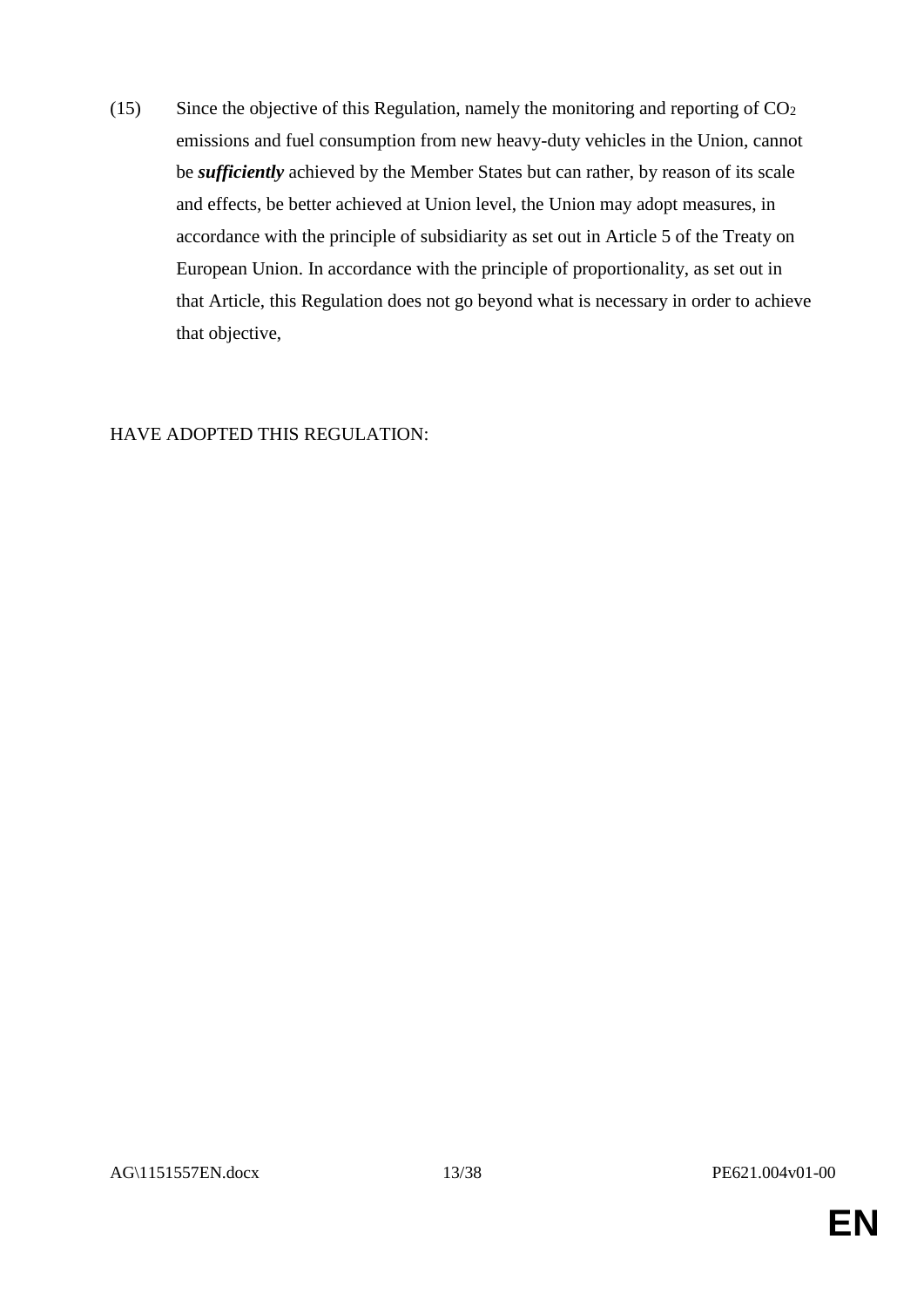(15) Since the objective of this Regulation, namely the monitoring and reporting of $CO_2$ emissions and fuel consumption from new heavy-duty vehicles in the Union, cannot be ***sufficiently*** achieved by the Member States but can rather, by reason of its scale and effects, be better achieved at Union level, the Union may adopt measures, in accordance with the principle of subsidiarity as set out in Article 5 of the Treaty on European Union. In accordance with the principle of proportionality, as set out in that Article, this Regulation does not go beyond what is necessary in order to achieve that objective,

HAVE ADOPTED THIS REGULATION: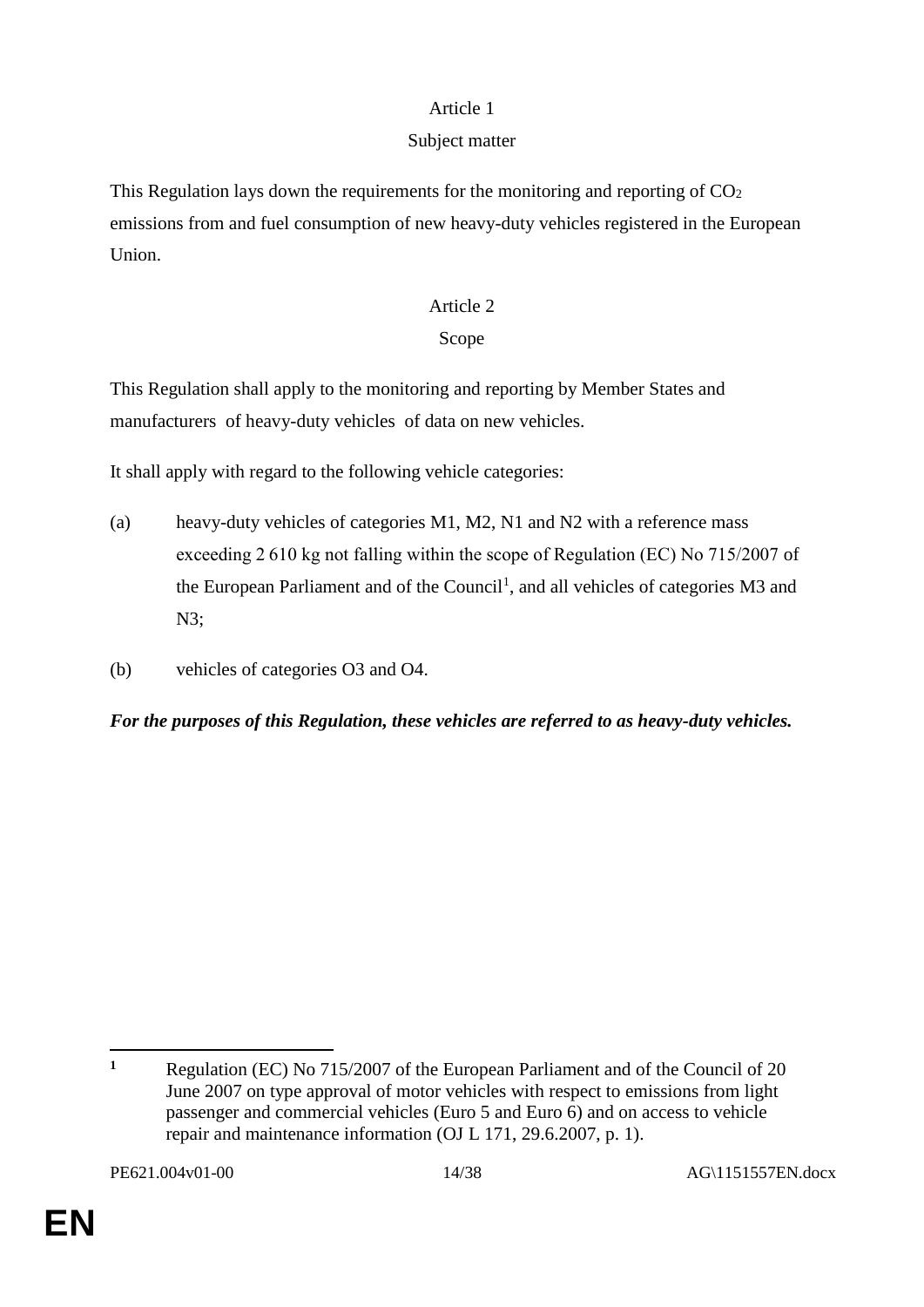Article 1

Subject matter

This Regulation lays down the requirements for the monitoring and reporting of $CO_2$ emissions from and fuel consumption of new heavy-duty vehicles registered in the European Union.

Article 2

Scope

This Regulation shall apply to the monitoring and reporting by Member States and manufacturers of heavy-duty vehicles of data on new vehicles.

It shall apply with regard to the following vehicle categories:

(a) heavy-duty vehicles of categories M1, M2, N1 and N2 with a reference mass exceeding 2 610 kg not falling within the scope of Regulation (EC) No 715/2007 of the European Parliament and of the Council[1], and all vehicles of categories M3 and N3;

(b) vehicles of categories O3 and O4.

***For the purposes of this Regulation, these vehicles are referred to as heavy-duty vehicles.***

---

[1] Regulation (EC) No 715/2007 of the European Parliament and of the Council of 20 June 2007 on type approval of motor vehicles with respect to emissions from light passenger and commercial vehicles (Euro 5 and Euro 6) and on access to vehicle repair and maintenance information (OJ L 171, 29.6.2007, p. 1).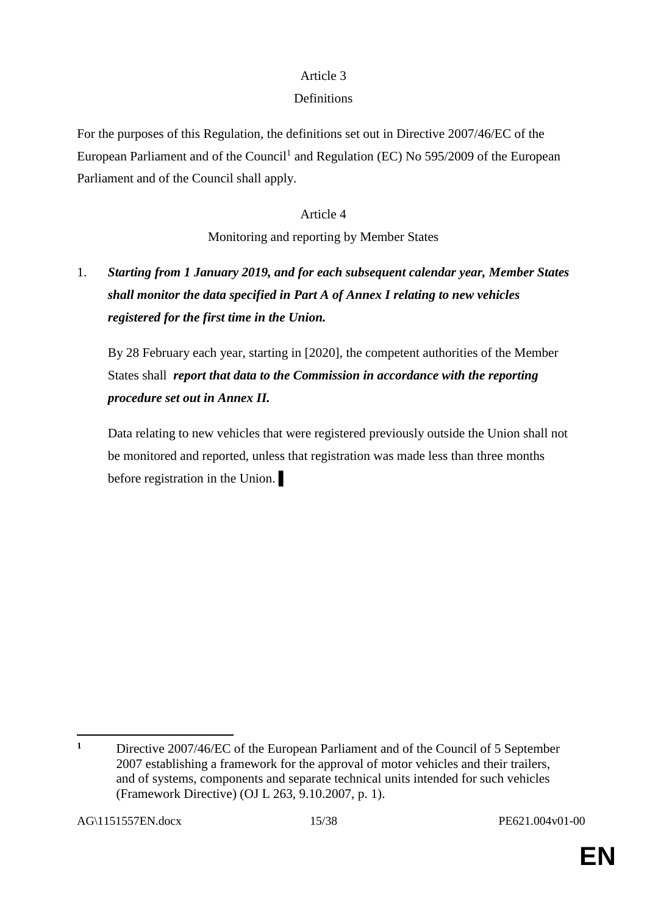Article 3

Definitions

For the purposes of this Regulation, the definitions set out in Directive 2007/46/EC of the European Parliament and of the Council[1] and Regulation (EC) No 595/2009 of the European Parliament and of the Council shall apply.

Article 4

Monitoring and reporting by Member States

1. ***Starting from 1 January 2019, and for each subsequent calendar year, Member States shall monitor the data specified in Part A of Annex I relating to new vehicles registered for the first time in the Union.***

   By 28 February each year, starting in [2020], the competent authorities of the Member States shall ***report that data to the Commission in accordance with the reporting procedure set out in Annex II.***

   Data relating to new vehicles that were registered previously outside the Union shall not be monitored and reported, unless that registration was made less than three months before registration in the Union. ▌

---

[1] Directive 2007/46/EC of the European Parliament and of the Council of 5 September 2007 establishing a framework for the approval of motor vehicles and their trailers, and of systems, components and separate technical units intended for such vehicles (Framework Directive) (OJ L 263, 9.10.2007, p. 1).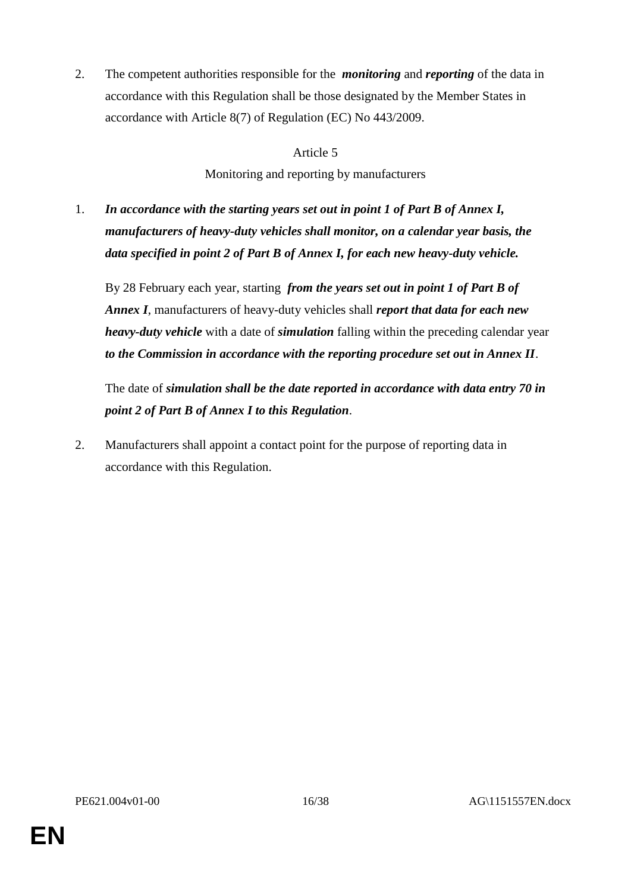2. The competent authorities responsible for the ***monitoring*** and ***reporting*** of the data in accordance with this Regulation shall be those designated by the Member States in accordance with Article 8(7) of Regulation (EC) No 443/2009.

Article 5

Monitoring and reporting by manufacturers

1. ***In accordance with the starting years set out in point 1 of Part B of Annex I, manufacturers of heavy-duty vehicles shall monitor, on a calendar year basis, the data specified in point 2 of Part B of Annex I, for each new heavy-duty vehicle.***

   By 28 February each year, starting ***from the years set out in point 1 of Part B of Annex I***, manufacturers of heavy-duty vehicles shall ***report that data for each new heavy-duty vehicle*** with a date of ***simulation*** falling within the preceding calendar year ***to the Commission in accordance with the reporting procedure set out in Annex II***.

   The date of ***simulation shall be the date reported in accordance with data entry 70 in point 2 of Part B of Annex I to this Regulation***.

2. Manufacturers shall appoint a contact point for the purpose of reporting data in accordance with this Regulation.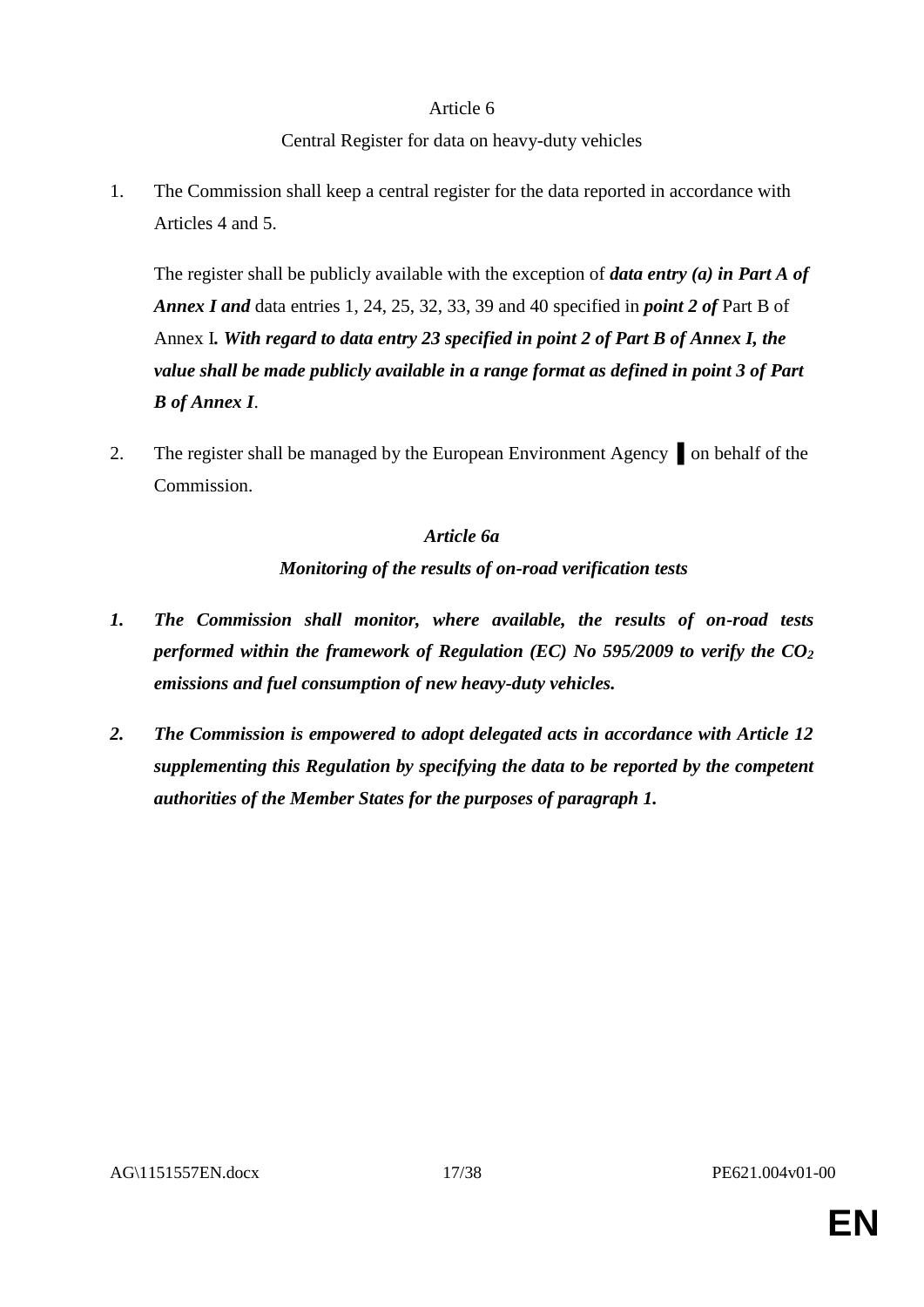Article 6

Central Register for data on heavy-duty vehicles

1. The Commission shall keep a central register for the data reported in accordance with Articles 4 and 5.

   The register shall be publicly available with the exception of ***data entry (a) in Part A of Annex I and*** data entries 1, 24, 25, 32, 33, 39 and 40 specified in ***point 2 of*** Part B of Annex I***. With regard to data entry 23 specified in point 2 of Part B of Annex I, the value shall be made publicly available in a range format as defined in point 3 of Part B of Annex I***.

2. The register shall be managed by the European Environment Agency ▌on behalf of the Commission.

***Article 6a***

***Monitoring of the results of on-road verification tests***

***1. The Commission shall monitor, where available, the results of on-road tests performed within the framework of Regulation (EC) No 595/2009 to verify the $CO_2$ emissions and fuel consumption of new heavy-duty vehicles.***

***2. The Commission is empowered to adopt delegated acts in accordance with Article 12 supplementing this Regulation by specifying the data to be reported by the competent authorities of the Member States for the purposes of paragraph 1.***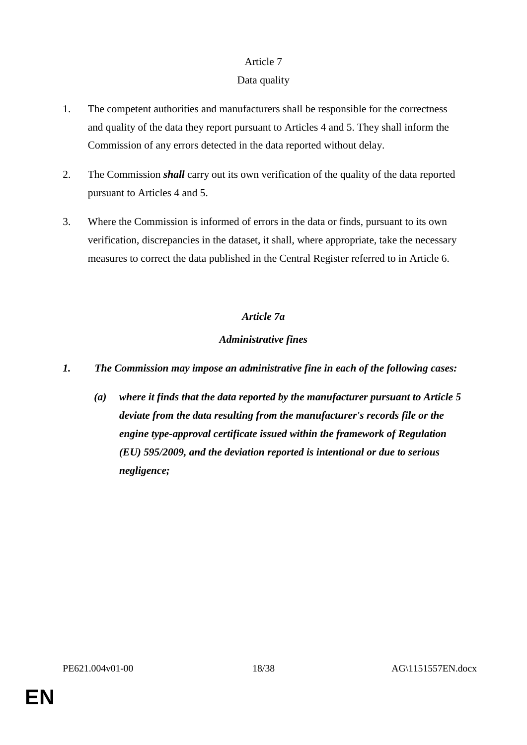Article 7

Data quality

1. The competent authorities and manufacturers shall be responsible for the correctness and quality of the data they report pursuant to Articles 4 and 5. They shall inform the Commission of any errors detected in the data reported without delay.

2. The Commission ***shall*** carry out its own verification of the quality of the data reported pursuant to Articles 4 and 5.

3. Where the Commission is informed of errors in the data or finds, pursuant to its own verification, discrepancies in the dataset, it shall, where appropriate, take the necessary measures to correct the data published in the Central Register referred to in Article 6.

***Article 7a***

***Administrative fines***

***1. The Commission may impose an administrative fine in each of the following cases:***

***(a) where it finds that the data reported by the manufacturer pursuant to Article 5 deviate from the data resulting from the manufacturer's records file or the engine type-approval certificate issued within the framework of Regulation (EU) 595/2009, and the deviation reported is intentional or due to serious negligence;***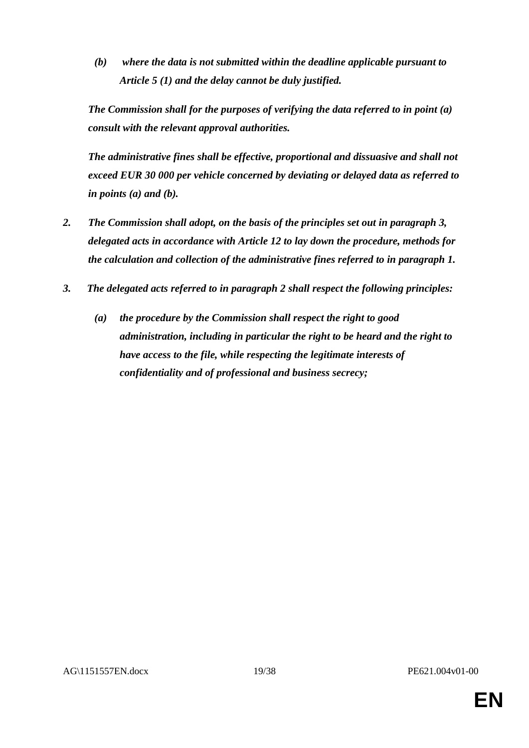*(b) where the data is not submitted within the deadline applicable pursuant to Article 5 (1) and the delay cannot be duly justified.*

***The Commission shall for the purposes of verifying the data referred to in point (a) consult with the relevant approval authorities.***

***The administrative fines shall be effective, proportional and dissuasive and shall not exceed EUR 30 000 per vehicle concerned by deviating or delayed data as referred to in points (a) and (b).***

***2. The Commission shall adopt, on the basis of the principles set out in paragraph 3, delegated acts in accordance with Article 12 to lay down the procedure, methods for the calculation and collection of the administrative fines referred to in paragraph 1.***

***3. The delegated acts referred to in paragraph 2 shall respect the following principles:***

***(a) the procedure by the Commission shall respect the right to good administration, including in particular the right to be heard and the right to have access to the file, while respecting the legitimate interests of confidentiality and of professional and business secrecy;***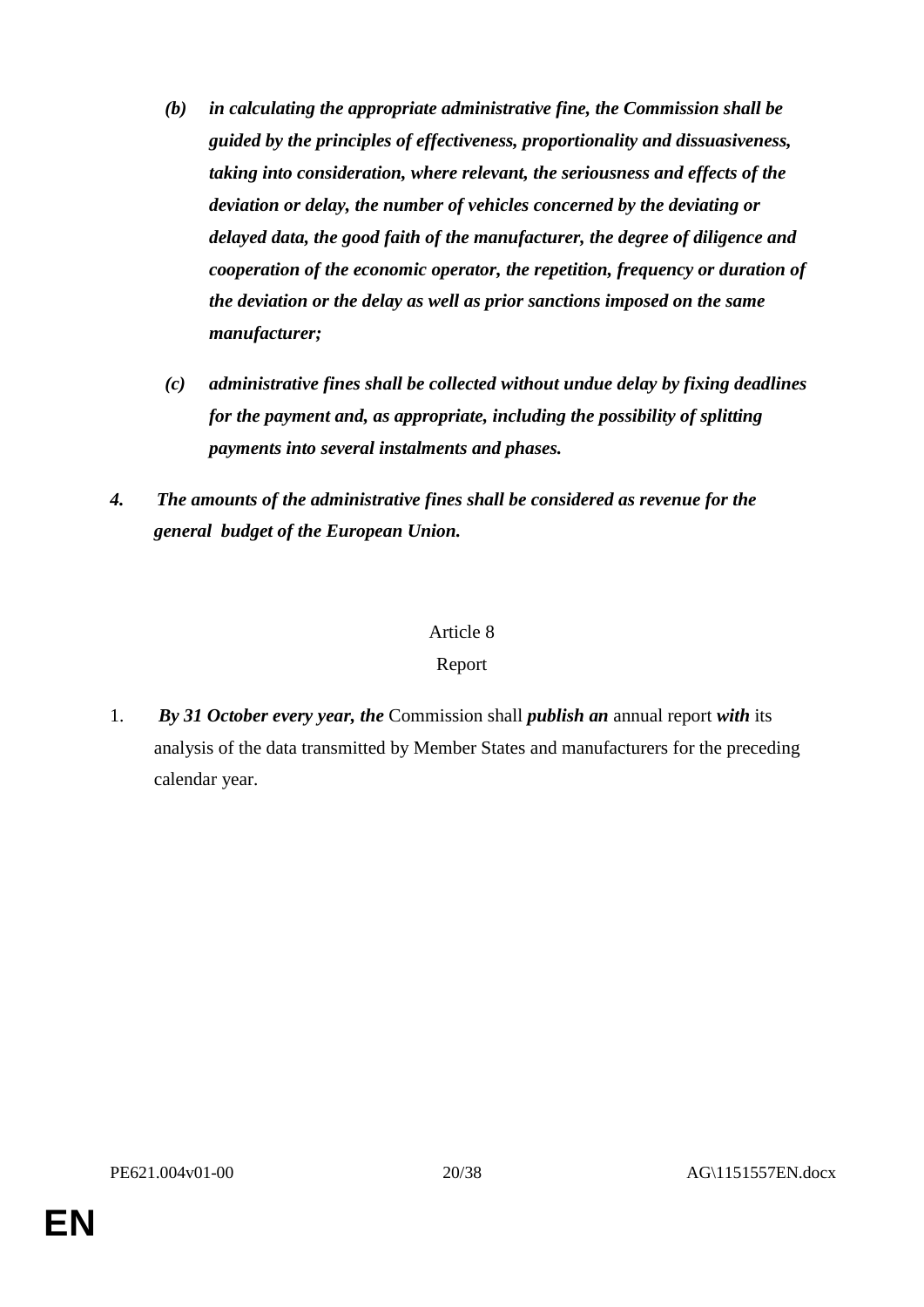*(b)* ***in calculating the appropriate administrative fine, the Commission shall be guided by the principles of effectiveness, proportionality and dissuasiveness, taking into consideration, where relevant, the seriousness and effects of the deviation or delay, the number of vehicles concerned by the deviating or delayed data, the good faith of the manufacturer, the degree of diligence and cooperation of the economic operator, the repetition, frequency or duration of the deviation or the delay as well as prior sanctions imposed on the same manufacturer;***

*(c)* ***administrative fines shall be collected without undue delay by fixing deadlines for the payment and, as appropriate, including the possibility of splitting payments into several instalments and phases.***

***4. The amounts of the administrative fines shall be considered as revenue for the general budget of the European Union.***

Article 8

Report

1. ***By 31 October every year, the*** Commission shall ***publish an*** annual report ***with*** its analysis of the data transmitted by Member States and manufacturers for the preceding calendar year.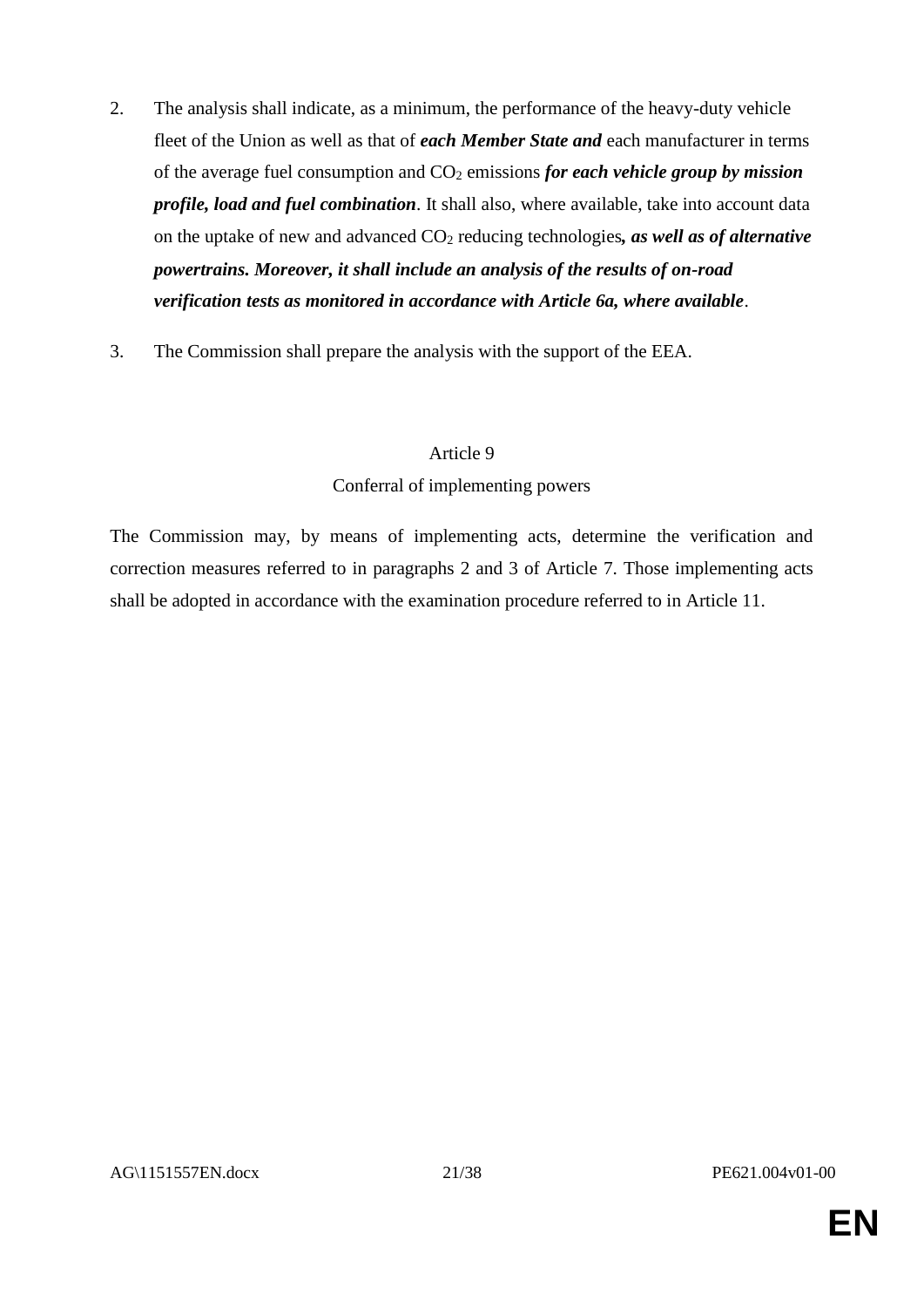2. The analysis shall indicate, as a minimum, the performance of the heavy-duty vehicle fleet of the Union as well as that of ***each Member State and*** each manufacturer in terms of the average fuel consumption and $CO_2$ emissions ***for each vehicle group by mission profile, load and fuel combination***. It shall also, where available, take into account data on the uptake of new and advanced $CO_2$ reducing technologies***, as well as of alternative powertrains. Moreover, it shall include an analysis of the results of on-road verification tests as monitored in accordance with Article 6a, where available***.

3. The Commission shall prepare the analysis with the support of the EEA.

Article 9

Conferral of implementing powers

The Commission may, by means of implementing acts, determine the verification and correction measures referred to in paragraphs 2 and 3 of Article 7. Those implementing acts shall be adopted in accordance with the examination procedure referred to in Article 11.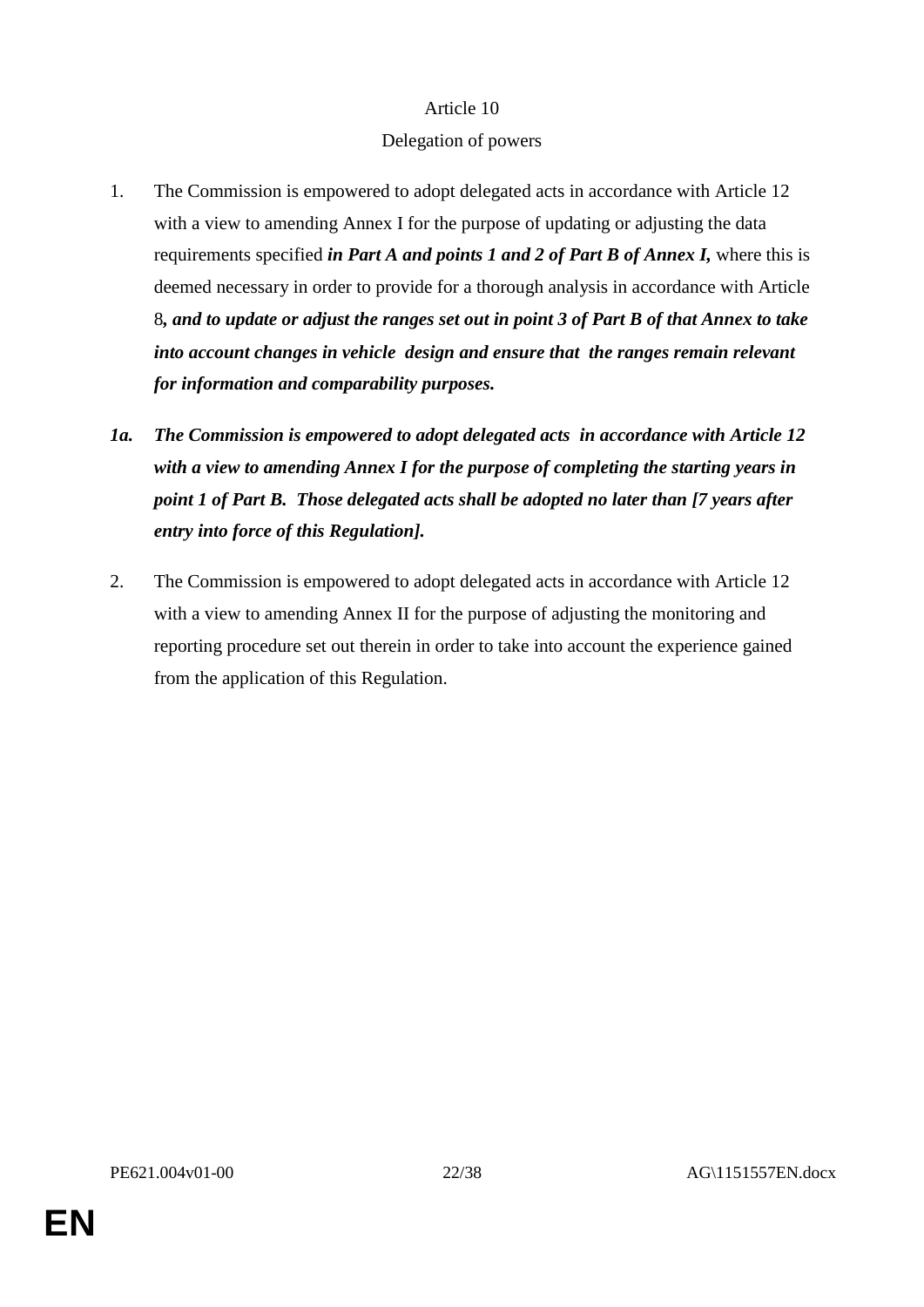Article 10

Delegation of powers

1. The Commission is empowered to adopt delegated acts in accordance with Article 12 with a view to amending Annex I for the purpose of updating or adjusting the data requirements specified ***in Part A and points 1 and 2 of Part B of Annex I,*** where this is deemed necessary in order to provide for a thorough analysis in accordance with Article 8***, and to update or adjust the ranges set out in point 3 of Part B of that Annex to take into account changes in vehicle design and ensure that the ranges remain relevant for information and comparability purposes.***

***1a. The Commission is empowered to adopt delegated acts in accordance with Article 12 with a view to amending Annex I for the purpose of completing the starting years in point 1 of Part B. Those delegated acts shall be adopted no later than [7 years after entry into force of this Regulation].***

2. The Commission is empowered to adopt delegated acts in accordance with Article 12 with a view to amending Annex II for the purpose of adjusting the monitoring and reporting procedure set out therein in order to take into account the experience gained from the application of this Regulation.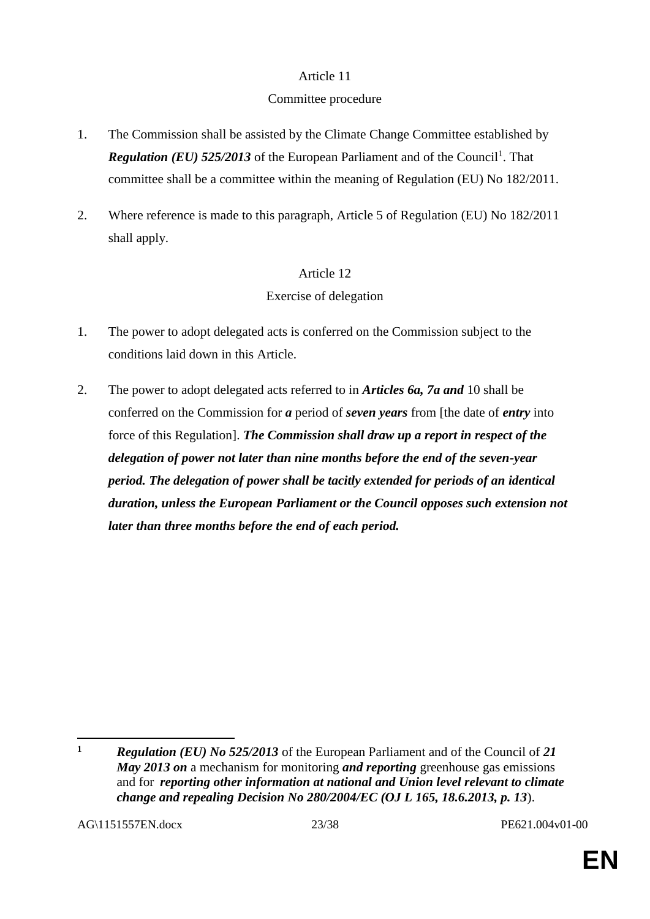Article 11

Committee procedure

1. The Commission shall be assisted by the Climate Change Committee established by ***Regulation (EU) 525/2013*** of the European Parliament and of the Council[1]. That committee shall be a committee within the meaning of Regulation (EU) No 182/2011.

2. Where reference is made to this paragraph, Article 5 of Regulation (EU) No 182/2011 shall apply.

Article 12

Exercise of delegation

1. The power to adopt delegated acts is conferred on the Commission subject to the conditions laid down in this Article.

2. The power to adopt delegated acts referred to in ***Articles 6a, 7a and*** 10 shall be conferred on the Commission for ***a*** period of ***seven years*** from [the date of ***entry*** into force of this Regulation]. ***The Commission shall draw up a report in respect of the delegation of power not later than nine months before the end of the seven-year period. The delegation of power shall be tacitly extended for periods of an identical duration, unless the European Parliament or the Council opposes such extension not later than three months before the end of each period.***

---

[1] ***Regulation (EU) No 525/2013*** of the European Parliament and of the Council of ***21 May 2013 on*** a mechanism for monitoring ***and reporting*** greenhouse gas emissions and for ***reporting other information at national and Union level relevant to climate change and repealing Decision No 280/2004/EC (OJ L 165, 18.6.2013, p. 13***).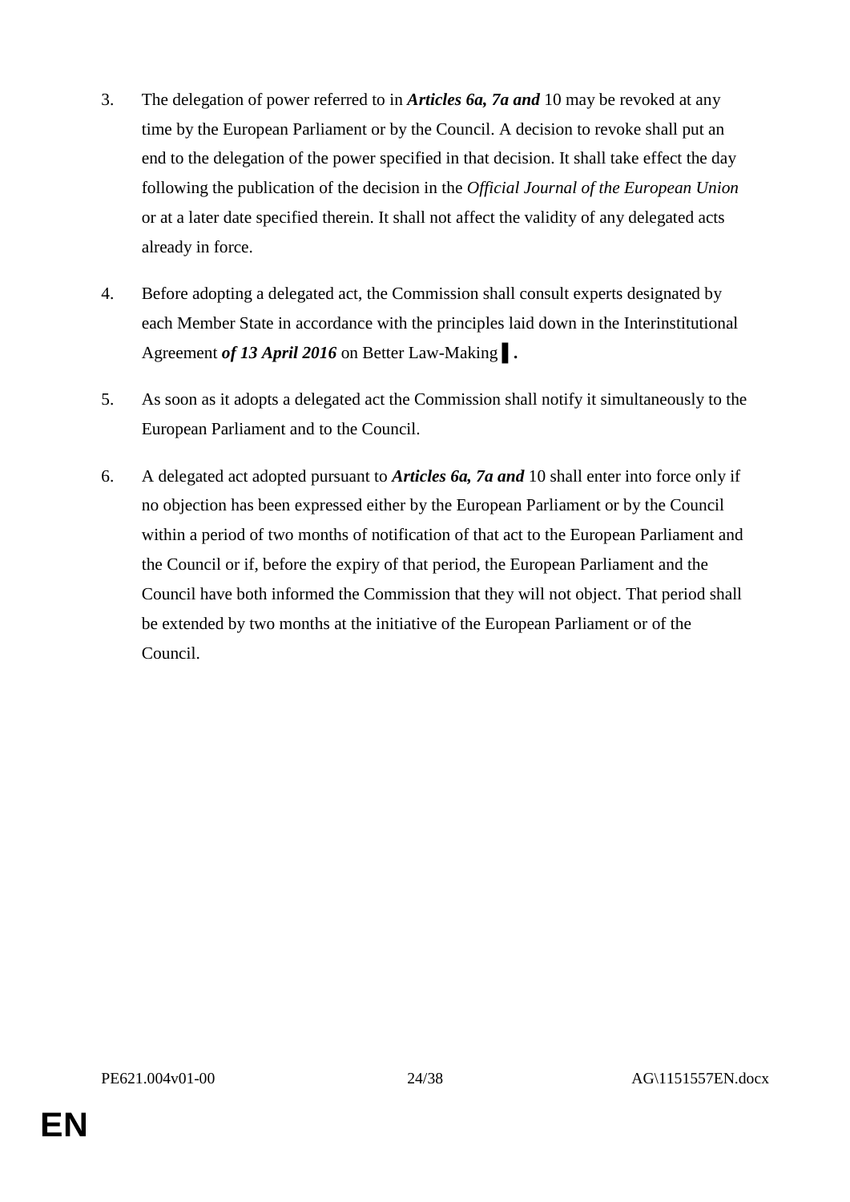3. The delegation of power referred to in ***Articles 6a, 7a and*** 10 may be revoked at any time by the European Parliament or by the Council. A decision to revoke shall put an end to the delegation of the power specified in that decision. It shall take effect the day following the publication of the decision in the *Official Journal of the European Union* or at a later date specified therein. It shall not affect the validity of any delegated acts already in force.

4. Before adopting a delegated act, the Commission shall consult experts designated by each Member State in accordance with the principles laid down in the Interinstitutional Agreement ***of 13 April 2016*** on Better Law-Making ▌.

5. As soon as it adopts a delegated act the Commission shall notify it simultaneously to the European Parliament and to the Council.

6. A delegated act adopted pursuant to ***Articles 6a, 7a and*** 10 shall enter into force only if no objection has been expressed either by the European Parliament or by the Council within a period of two months of notification of that act to the European Parliament and the Council or if, before the expiry of that period, the European Parliament and the Council have both informed the Commission that they will not object. That period shall be extended by two months at the initiative of the European Parliament or of the Council.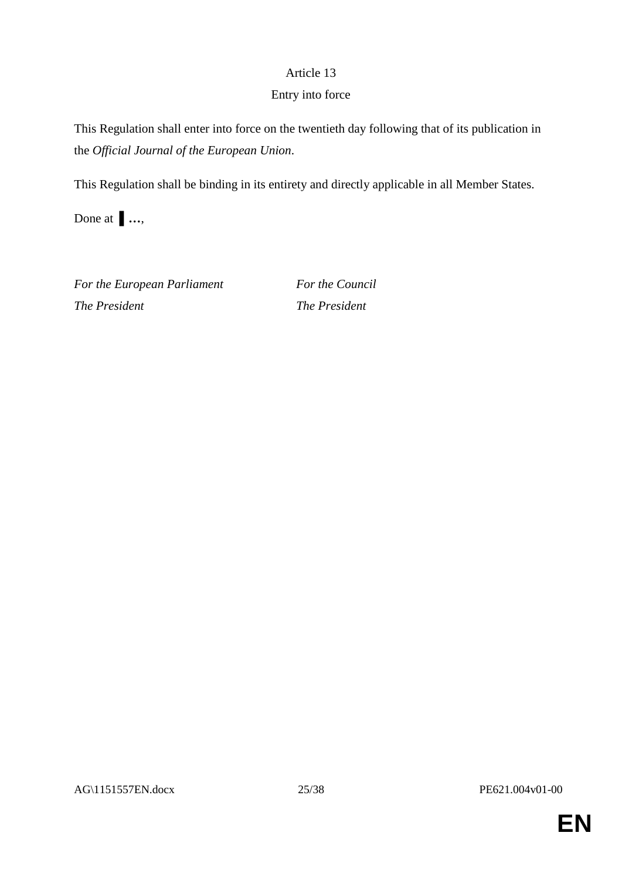Article 13

Entry into force

This Regulation shall enter into force on the twentieth day following that of its publication in the *Official Journal of the European Union*.

This Regulation shall be binding in its entirety and directly applicable in all Member States.

Done at ▌**…**,

*For the European Parliament* *For the Council*
*The President* *The President*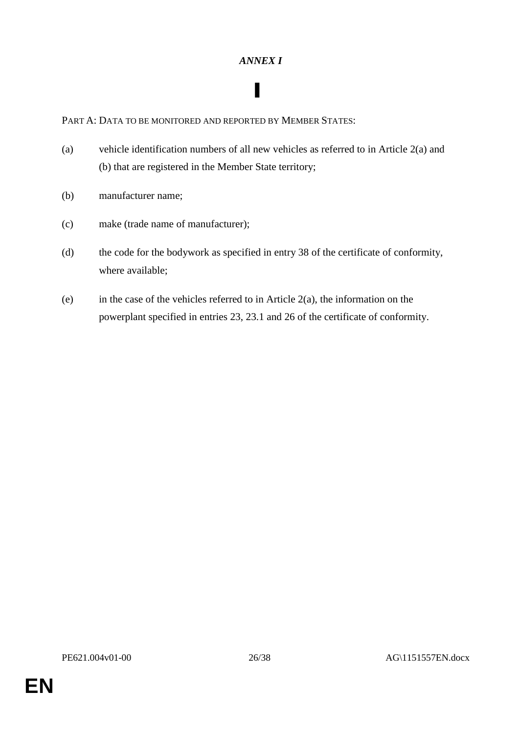*ANNEX I*

▌

PART A: DATA TO BE MONITORED AND REPORTED BY MEMBER STATES:

(a) vehicle identification numbers of all new vehicles as referred to in Article 2(a) and (b) that are registered in the Member State territory;

(b) manufacturer name;

(c) make (trade name of manufacturer);

(d) the code for the bodywork as specified in entry 38 of the certificate of conformity, where available;

(e) in the case of the vehicles referred to in Article 2(a), the information on the powerplant specified in entries 23, 23.1 and 26 of the certificate of conformity.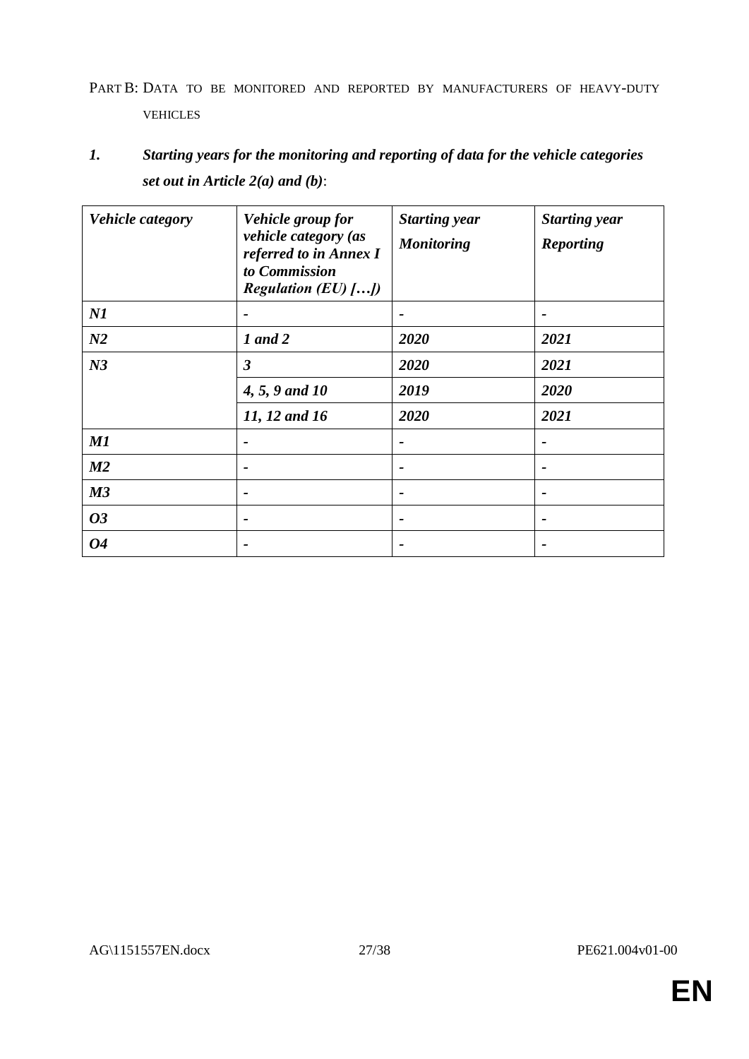PART B: DATA TO BE MONITORED AND REPORTED BY MANUFACTURERS OF HEAVY-DUTY VEHICLES

***1. Starting years for the monitoring and reporting of data for the vehicle categories set out in Article 2(a) and (b)***:

| ***Vehicle category*** | ***Vehicle group for vehicle category (as referred to in Annex I to Commission Regulation (EU) […])*** | ***Starting year Monitoring*** | ***Starting year Reporting*** |
|---|---|---|---|
| ***N1*** | ***-*** | ***-*** | ***-*** |
| ***N2*** | ***1 and 2*** | ***2020*** | ***2021*** |
| ***N3*** | ***3*** | ***2020*** | ***2021*** |
| | ***4, 5, 9 and 10*** | ***2019*** | ***2020*** |
| | ***11, 12 and 16*** | ***2020*** | ***2021*** |
| ***M1*** | ***-*** | ***-*** | ***-*** |
| ***M2*** | ***-*** | ***-*** | ***-*** |
| ***M3*** | ***-*** | ***-*** | ***-*** |
| ***O3*** | ***-*** | ***-*** | ***-*** |
| ***O4*** | ***-*** | ***-*** | ***-*** |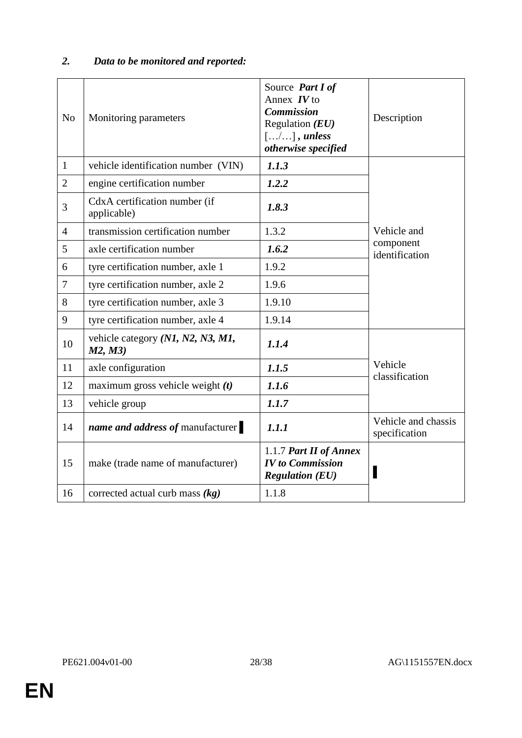## *2. Data to be monitored and reported:*

| No | Monitoring parameters | Source ***Part I of*** Annex ***IV*** to ***Commission*** Regulation ***(EU)*** […/…] ***, unless otherwise specified*** | Description |
|---|---|---|---|
| 1 | vehicle identification number (VIN) | ***1.1.3*** | Vehicle and component identification |
| 2 | engine certification number | ***1.2.2*** | |
| 3 | CdxA certification number (if applicable) | ***1.8.3*** | |
| 4 | transmission certification number | 1.3.2 | |
| 5 | axle certification number | ***1.6.2*** | |
| 6 | tyre certification number, axle 1 | 1.9.2 | |
| 7 | tyre certification number, axle 2 | 1.9.6 | |
| 8 | tyre certification number, axle 3 | 1.9.10 | |
| 9 | tyre certification number, axle 4 | 1.9.14 | |
| 10 | vehicle category ***(N1, N2, N3, M1, M2, M3)*** | ***1.1.4*** | Vehicle classification |
| 11 | axle configuration | ***1.1.5*** | |
| 12 | maximum gross vehicle weight ***(t)*** | ***1.1.6*** | |
| 13 | vehicle group | ***1.1.7*** | |
| 14 | ***name and address of*** manufacturer ▌ | ***1.1.1*** | Vehicle and chassis specification |
| 15 | make (trade name of manufacturer) | 1.1.7 ***Part II of Annex IV to Commission Regulation (EU)*** | ▌ |
| 16 | corrected actual curb mass ***(kg)*** | 1.1.8 | |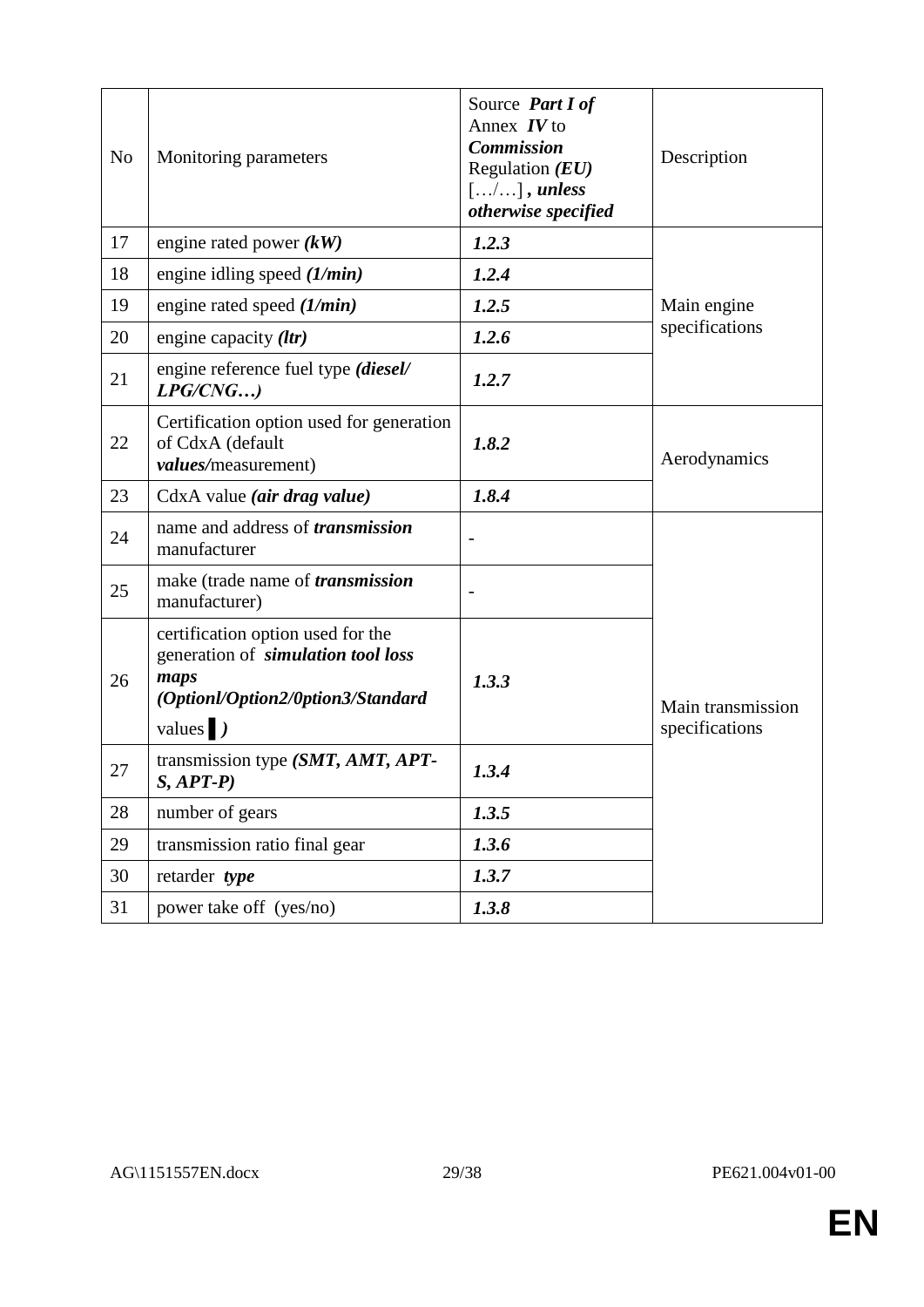| No | Monitoring parameters | Source ***Part I of*** Annex ***IV*** to ***Commission*** Regulation ***(EU)*** […/…] ***, unless otherwise specified*** | Description |
|---|---|---|---|
| 17 | engine rated power ***(kW)*** | ***1.2.3*** | Main engine specifications |
| 18 | engine idling speed ***(1/min)*** | ***1.2.4*** | |
| 19 | engine rated speed ***(1/min)*** | ***1.2.5*** | |
| 20 | engine capacity ***(ltr)*** | ***1.2.6*** | |
| 21 | engine reference fuel type ***(diesel/ LPG/CNG…)*** | ***1.2.7*** | |
| 22 | Certification option used for generation of CdxA (default ***values/***measurement) | ***1.8.2*** | Aerodynamics |
| 23 | CdxA value ***(air drag value)*** | ***1.8.4*** | |
| 24 | name and address of ***transmission*** manufacturer | - | Main transmission specifications |
| 25 | make (trade name of ***transmission*** manufacturer) | - | |
| 26 | certification option used for the generation of ***simulation tool loss maps (Optionl/Option2/0ption3/Standard*** values ▌***)*** | ***1.3.3*** | |
| 27 | transmission type ***(SMT, AMT, APT-S, APT-P)*** | ***1.3.4*** | |
| 28 | number of gears | ***1.3.5*** | |
| 29 | transmission ratio final gear | ***1.3.6*** | |
| 30 | retarder ***type*** | ***1.3.7*** | |
| 31 | power take off (yes/no) | ***1.3.8*** | |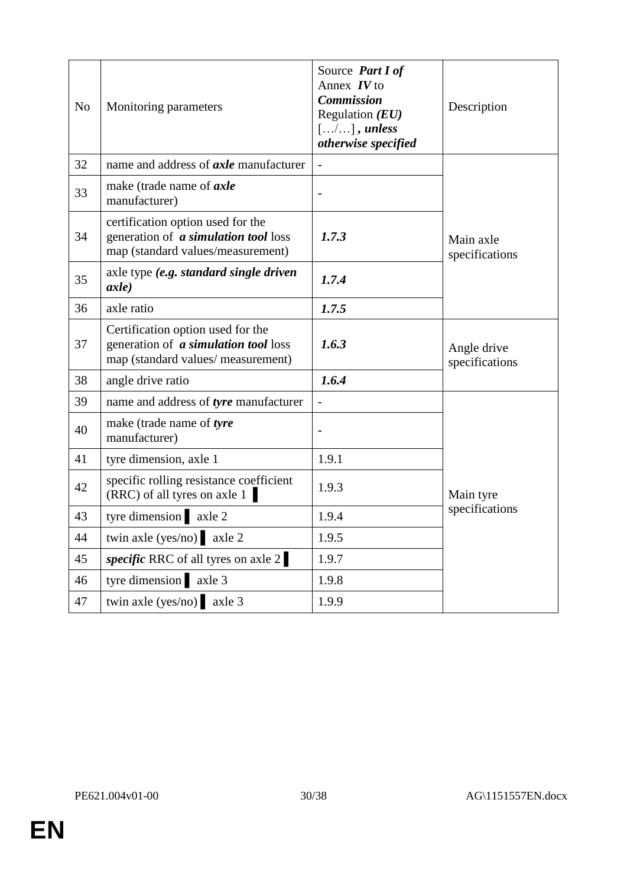| No | Monitoring parameters | Source ***Part I of*** Annex ***IV*** to ***Commission*** Regulation ***(EU)*** […/…] ***, unless otherwise specified*** | Description |
|---|---|---|---|
| 32 | name and address of ***axle*** manufacturer | - | Main axle specifications |
| 33 | make (trade name of ***axle*** manufacturer) | - | |
| 34 | certification option used for the generation of ***a simulation tool*** loss map (standard values/measurement) | ***1.7.3*** | |
| 35 | axle type ***(e.g. standard single driven axle)*** | ***1.7.4*** | |
| 36 | axle ratio | ***1.7.5*** | |
| 37 | Certification option used for the generation of ***a simulation tool*** loss map (standard values/ measurement) | ***1.6.3*** | Angle drive specifications |
| 38 | angle drive ratio | ***1.6.4*** | |
| 39 | name and address of ***tyre*** manufacturer | - | Main tyre specifications |
| 40 | make (trade name of ***tyre*** manufacturer) | - | |
| 41 | tyre dimension, axle 1 | 1.9.1 | |
| 42 | specific rolling resistance coefficient (RRC) of all tyres on axle 1 ▌ | 1.9.3 | |
| 43 | tyre dimension ▌ axle 2 | 1.9.4 | |
| 44 | twin axle (yes/no) ▌ axle 2 | 1.9.5 | |
| 45 | ***specific*** RRC of all tyres on axle 2 ▌ | 1.9.7 | |
| 46 | tyre dimension ▌ axle 3 | 1.9.8 | |
| 47 | twin axle (yes/no) ▌ axle 3 | 1.9.9 | |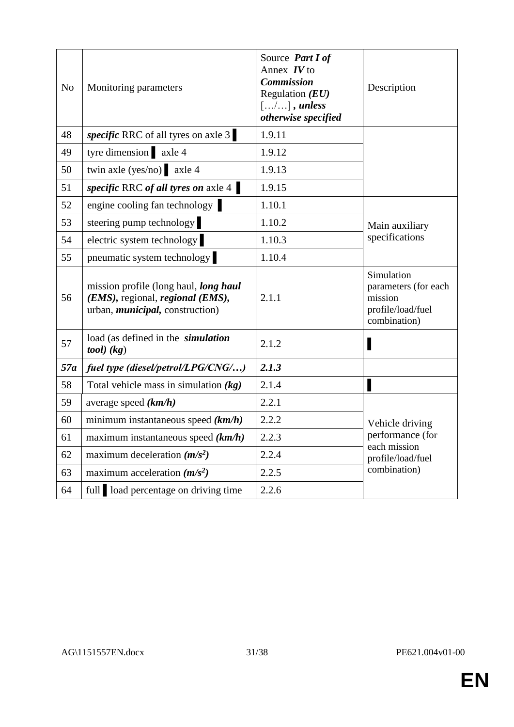| No | Monitoring parameters | Source ***Part I of*** Annex ***IV*** to ***Commission*** Regulation ***(EU)*** […/…] ***, unless otherwise specified*** | Description |
|---|---|---|---|
| 48 | ***specific*** RRC of all tyres on axle 3 ▌ | 1.9.11 | |
| 49 | tyre dimension ▌ axle 4 | 1.9.12 | |
| 50 | twin axle (yes/no) ▌ axle 4 | 1.9.13 | |
| 51 | ***specific*** RRC ***of all tyres on*** axle 4 ▌ | 1.9.15 | |
| 52 | engine cooling fan technology ▌ | 1.10.1 | Main auxiliary specifications |
| 53 | steering pump technology ▌ | 1.10.2 | |
| 54 | electric system technology ▌ | 1.10.3 | |
| 55 | pneumatic system technology ▌ | 1.10.4 | |
| 56 | mission profile (long haul, ***long haul (EMS),*** regional, ***regional (EMS),*** urban, ***municipal,*** construction) | 2.1.1 | Simulation parameters (for each mission profile/load/fuel combination) |
| 57 | load (as defined in the ***simulation tool) (kg***) | 2.1.2 | ▌ |
| ***57a*** | ***fuel type (diesel/petrol/LPG/CNG/…)*** | ***2.1.3*** | |
| 58 | Total vehicle mass in simulation ***(kg)*** | 2.1.4 | ▌ |
| 59 | average speed ***(km/h)*** | 2.2.1 | Vehicle driving performance (for each mission profile/load/fuel combination) |
| 60 | minimum instantaneous speed ***(km/h)*** | 2.2.2 | |
| 61 | maximum instantaneous speed ***(km/h)*** | 2.2.3 | |
| 62 | maximum deceleration ***($m/s^2$)*** | 2.2.4 | |
| 63 | maximum acceleration ***($m/s^2$)*** | 2.2.5 | |
| 64 | full ▌ load percentage on driving time | 2.2.6 | |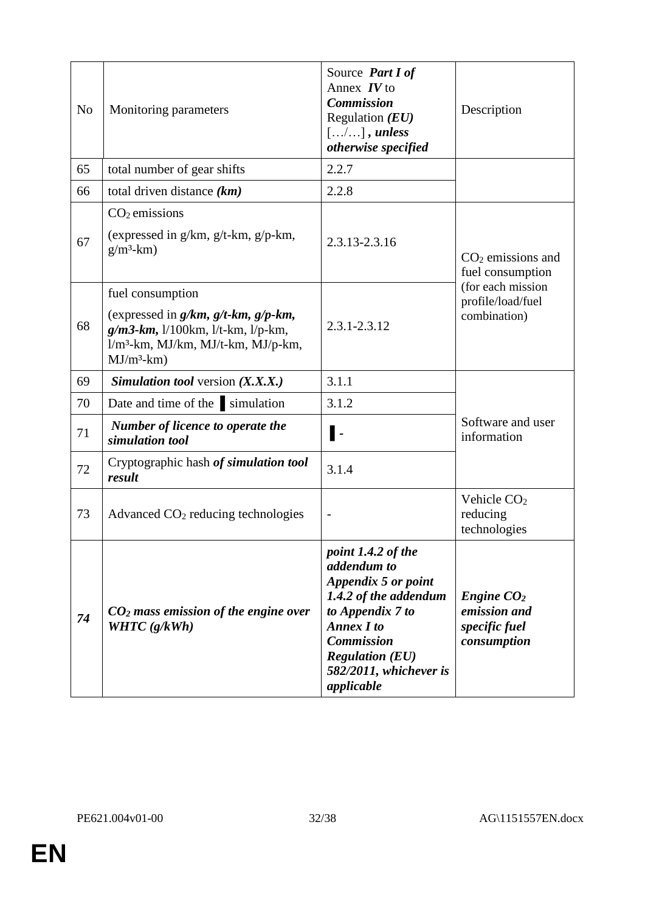| No | Monitoring parameters | Source ***Part I of*** Annex ***IV*** to ***Commission*** Regulation ***(EU)*** […/…] ***, unless otherwise specified*** | Description |
|---|---|---|---|
| 65 | total number of gear shifts | 2.2.7 | |
| 66 | total driven distance ***(km)*** | 2.2.8 | |
| 67 | $CO_2$ emissions<br><br>(expressed in g/km, g/t-km, g/p-km, g/m³-km) | 2.3.13-2.3.16 | $CO_2$ emissions and fuel consumption (for each mission profile/load/fuel combination) |
| 68 | fuel consumption<br><br>(expressed in ***g/km, g/t-km, g/p-km, g/m3-km,*** l/100km, l/t-km, l/p-km, l/m³-km, MJ/km, MJ/t-km, MJ/p-km, MJ/m³-km) | 2.3.1-2.3.12 | |
| 69 | ***Simulation tool*** version ***(X.X.X.)*** | 3.1.1 | Software and user information |
| 70 | Date and time of the ▌simulation | 3.1.2 | |
| 71 | ***Number of licence to operate the simulation tool*** | ▌- | |
| 72 | Cryptographic hash ***of simulation tool result*** | 3.1.4 | |
| 73 | Advanced $CO_2$ reducing technologies | - | Vehicle $CO_2$ reducing technologies |
| ***74*** | ***$CO_2$ mass emission of the engine over WHTC (g/kWh)*** | ***point 1.4.2 of the addendum to Appendix 5 or point 1.4.2 of the addendum to Appendix 7 to Annex I to Commission Regulation (EU) 582/2011, whichever is applicable*** | ***Engine $CO_2$ emission and specific fuel consumption*** |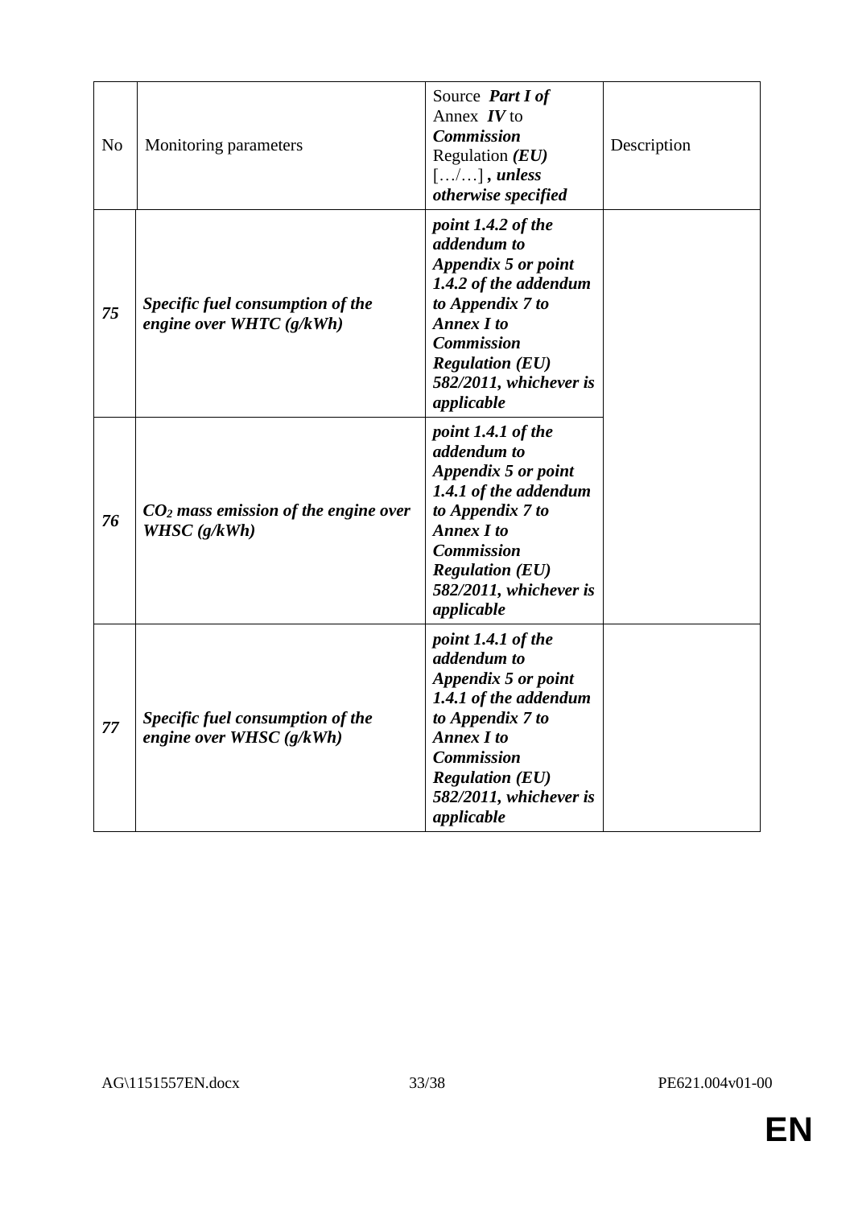| No | Monitoring parameters | Source ***Part I of*** Annex ***IV*** to ***Commission*** Regulation ***(EU)*** […/…] ***, unless otherwise specified*** | Description |
|---|---|---|---|
| ***75*** | ***Specific fuel consumption of the engine over WHTC (g/kWh)*** | ***point 1.4.2 of the addendum to Appendix 5 or point 1.4.2 of the addendum to Appendix 7 to Annex I to Commission Regulation (EU) 582/2011, whichever is applicable*** | |
| ***76*** | ***$CO_2$ mass emission of the engine over WHSC (g/kWh)*** | ***point 1.4.1 of the addendum to Appendix 5 or point 1.4.1 of the addendum to Appendix 7 to Annex I to Commission Regulation (EU) 582/2011, whichever is applicable*** | |
| ***77*** | ***Specific fuel consumption of the engine over WHSC (g/kWh)*** | ***point 1.4.1 of the addendum to Appendix 5 or point 1.4.1 of the addendum to Appendix 7 to Annex I to Commission Regulation (EU) 582/2011, whichever is applicable*** | |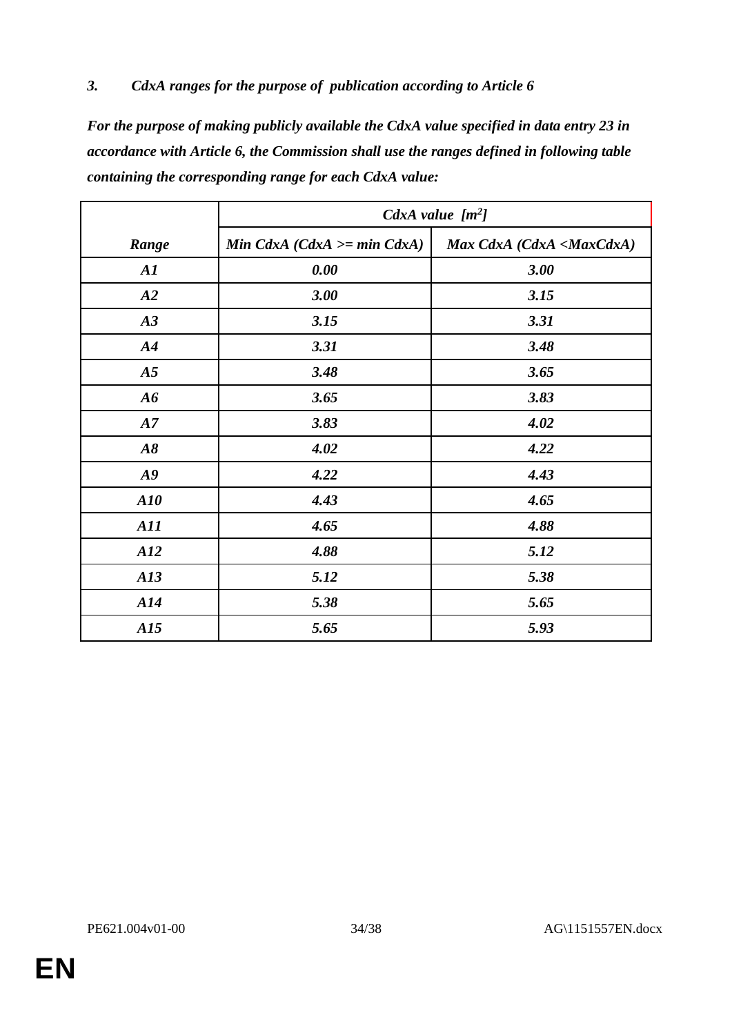### *3. CdxA ranges for the purpose of publication according to Article 6*

***For the purpose of making publicly available the CdxA value specified in data entry 23 in accordance with Article 6, the Commission shall use the ranges defined in following table containing the corresponding range for each CdxA value:***

| | ***CdxA value [m²]*** | |
|---|---|---|
| ***Range*** | ***Min CdxA (CdxA >= min CdxA)*** | ***Max CdxA (CdxA <MaxCdxA)*** |
| ***A1*** | ***0.00*** | ***3.00*** |
| ***A2*** | ***3.00*** | ***3.15*** |
| ***A3*** | ***3.15*** | ***3.31*** |
| ***A4*** | ***3.31*** | ***3.48*** |
| ***A5*** | ***3.48*** | ***3.65*** |
| ***A6*** | ***3.65*** | ***3.83*** |
| ***A7*** | ***3.83*** | ***4.02*** |
| ***A8*** | ***4.02*** | ***4.22*** |
| ***A9*** | ***4.22*** | ***4.43*** |
| ***A10*** | ***4.43*** | ***4.65*** |
| ***A11*** | ***4.65*** | ***4.88*** |
| ***A12*** | ***4.88*** | ***5.12*** |
| ***A13*** | ***5.12*** | ***5.38*** |
| ***A14*** | ***5.38*** | ***5.65*** |
| ***A15*** | ***5.65*** | ***5.93*** |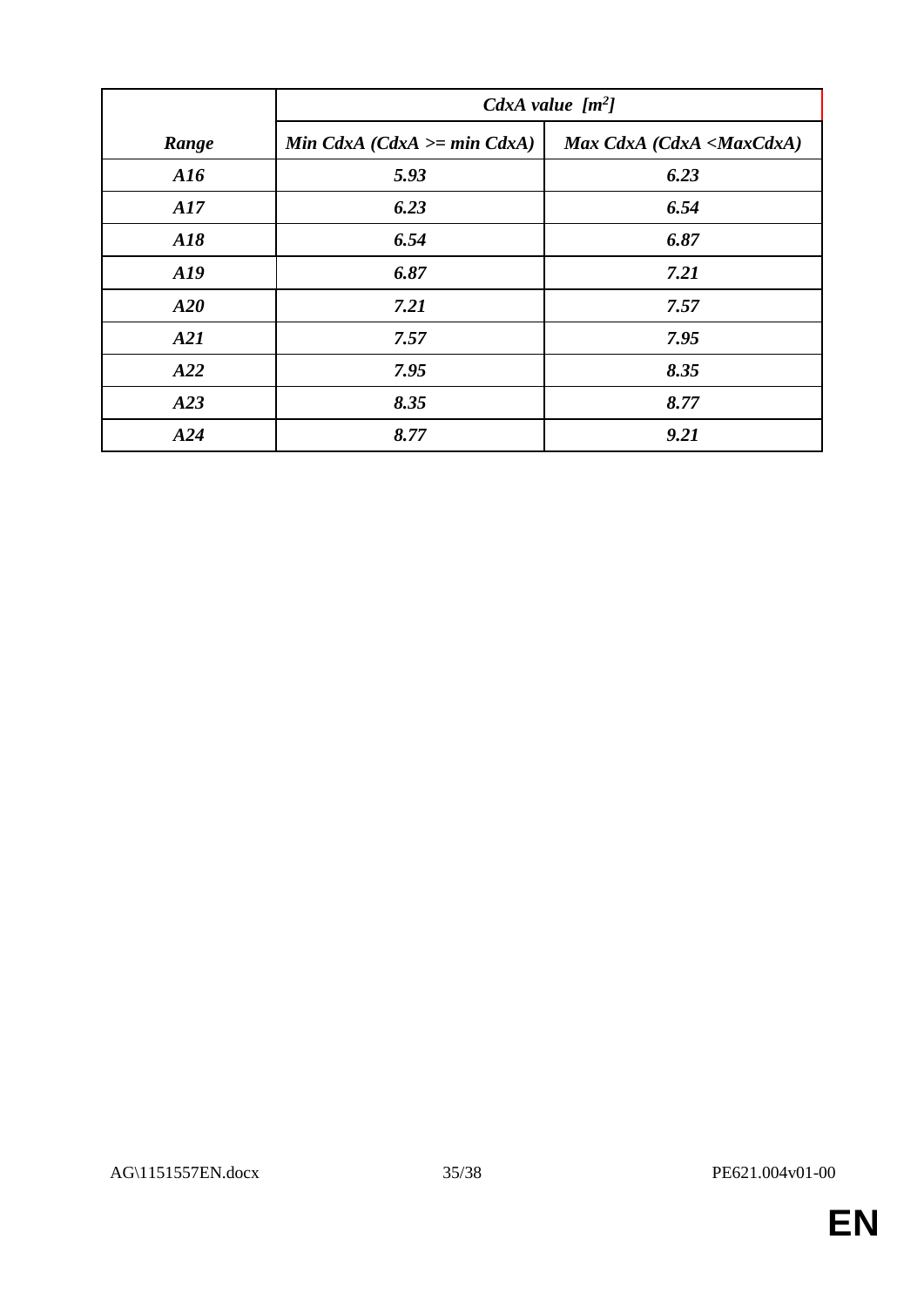| | *CdxA value* $[m^2]$ | |
|---|---|---|
| ***Range*** | ***Min CdxA (CdxA >= min CdxA)*** | ***Max CdxA (CdxA <MaxCdxA)*** |
| ***A16*** | ***5.93*** | ***6.23*** |
| ***A17*** | ***6.23*** | ***6.54*** |
| ***A18*** | ***6.54*** | ***6.87*** |
| ***A19*** | ***6.87*** | ***7.21*** |
| ***A20*** | ***7.21*** | ***7.57*** |
| ***A21*** | ***7.57*** | ***7.95*** |
| ***A22*** | ***7.95*** | ***8.35*** |
| ***A23*** | ***8.35*** | ***8.77*** |
| ***A24*** | ***8.77*** | ***9.21*** |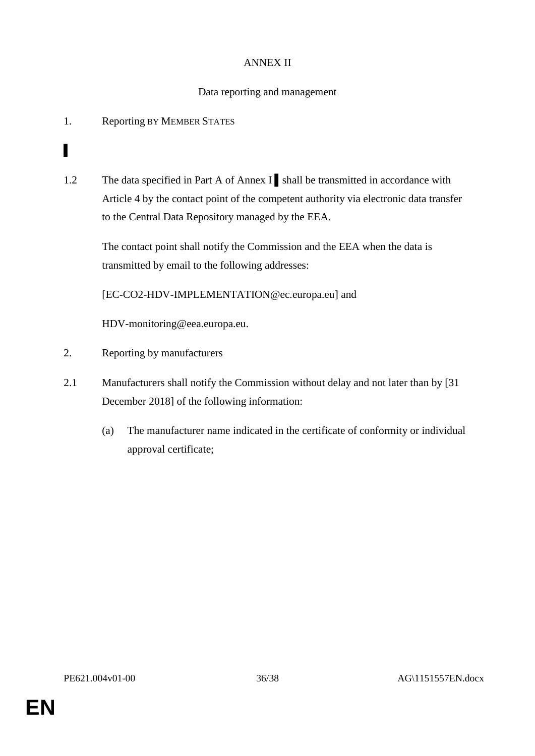ANNEX II

Data reporting and management

1. Reporting BY MEMBER STATES

▌

1.2 The data specified in Part A of Annex I ▌ shall be transmitted in accordance with Article 4 by the contact point of the competent authority via electronic data transfer to the Central Data Repository managed by the EEA.

The contact point shall notify the Commission and the EEA when the data is transmitted by email to the following addresses:

[EC-CO2-HDV-IMPLEMENTATION@ec.europa.eu] and

HDV-monitoring@eea.europa.eu.

2. Reporting by manufacturers

2.1 Manufacturers shall notify the Commission without delay and not later than by [31 December 2018] of the following information:

(a) The manufacturer name indicated in the certificate of conformity or individual approval certificate;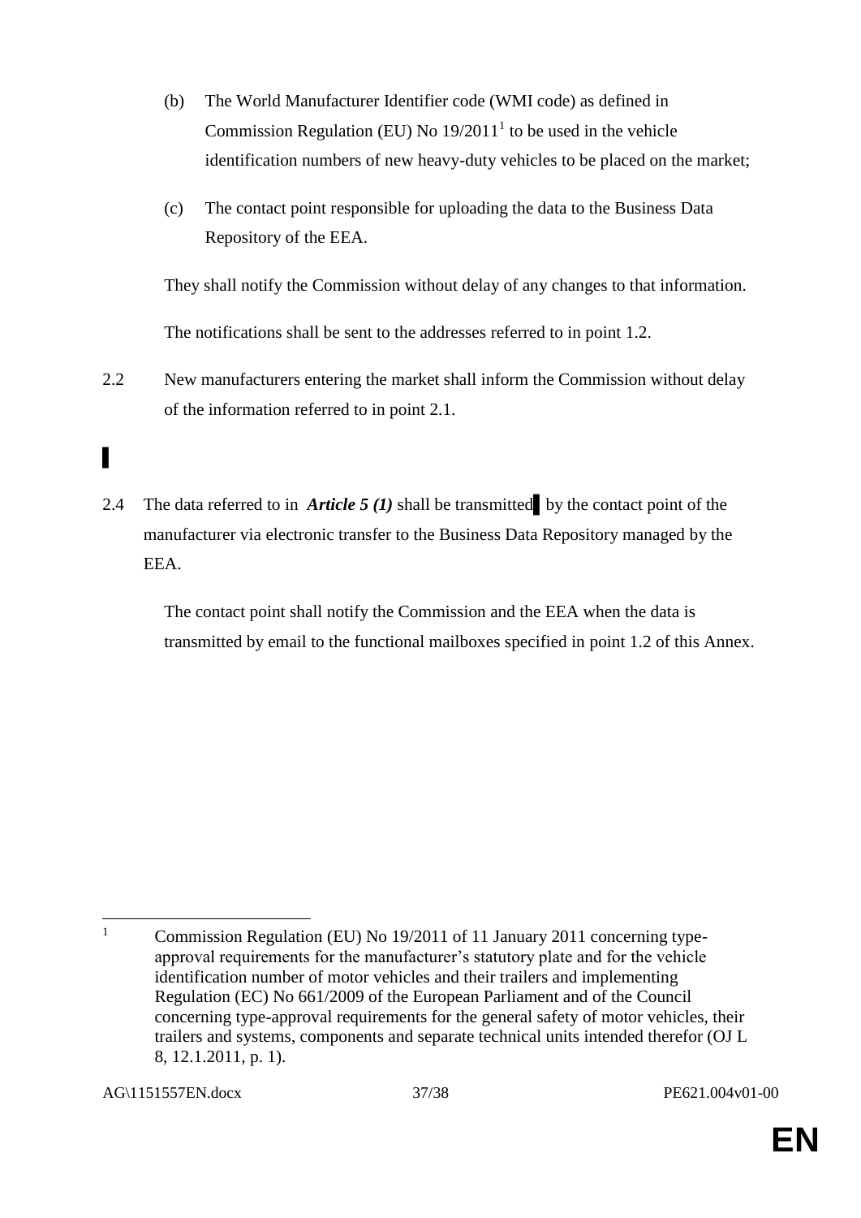(b) The World Manufacturer Identifier code (WMI code) as defined in Commission Regulation (EU) No 19/2011[1] to be used in the vehicle identification numbers of new heavy-duty vehicles to be placed on the market;

(c) The contact point responsible for uploading the data to the Business Data Repository of the EEA.

They shall notify the Commission without delay of any changes to that information.

The notifications shall be sent to the addresses referred to in point 1.2.

2.2 New manufacturers entering the market shall inform the Commission without delay of the information referred to in point 2.1.

▌

2.4 The data referred to in ***Article 5 (1)*** shall be transmitted▌ by the contact point of the manufacturer via electronic transfer to the Business Data Repository managed by the EEA.

The contact point shall notify the Commission and the EEA when the data is transmitted by email to the functional mailboxes specified in point 1.2 of this Annex.

---

[1] Commission Regulation (EU) No 19/2011 of 11 January 2011 concerning type-approval requirements for the manufacturer's statutory plate and for the vehicle identification number of motor vehicles and their trailers and implementing Regulation (EC) No 661/2009 of the European Parliament and of the Council concerning type-approval requirements for the general safety of motor vehicles, their trailers and systems, components and separate technical units intended therefor (OJ L 8, 12.1.2011, p. 1).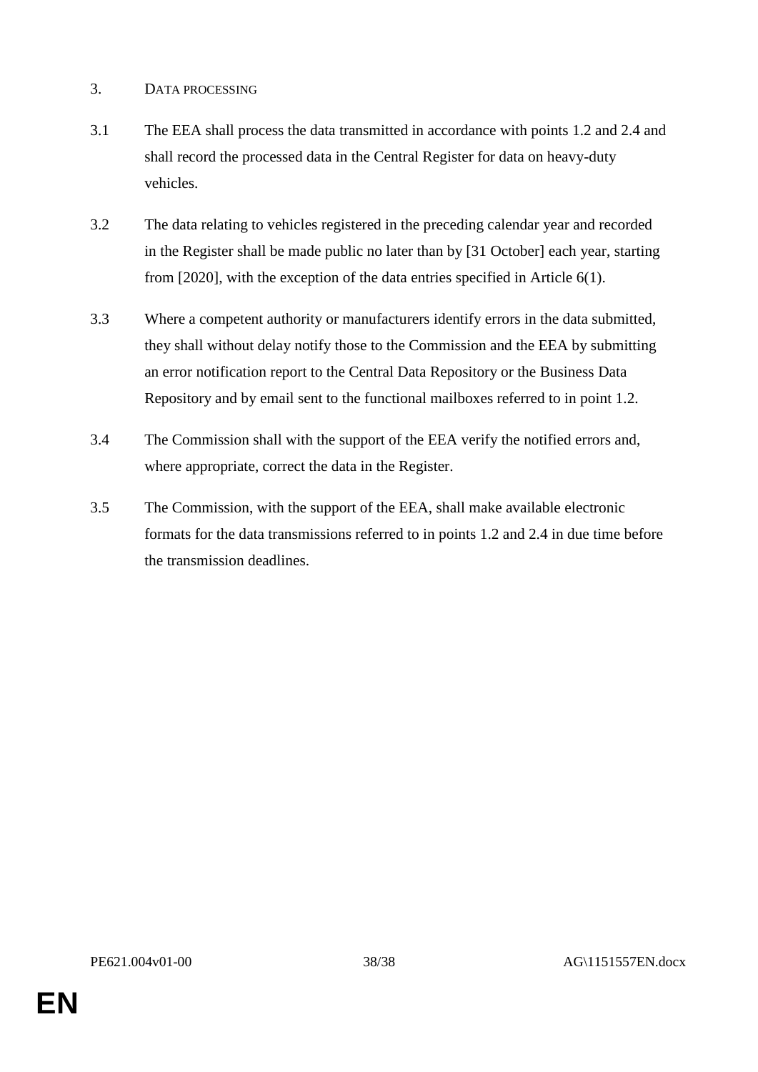3. DATA PROCESSING

3.1 The EEA shall process the data transmitted in accordance with points 1.2 and 2.4 and shall record the processed data in the Central Register for data on heavy-duty vehicles.

3.2 The data relating to vehicles registered in the preceding calendar year and recorded in the Register shall be made public no later than by [31 October] each year, starting from [2020], with the exception of the data entries specified in Article 6(1).

3.3 Where a competent authority or manufacturers identify errors in the data submitted, they shall without delay notify those to the Commission and the EEA by submitting an error notification report to the Central Data Repository or the Business Data Repository and by email sent to the functional mailboxes referred to in point 1.2.

3.4 The Commission shall with the support of the EEA verify the notified errors and, where appropriate, correct the data in the Register.

3.5 The Commission, with the support of the EEA, shall make available electronic formats for the data transmissions referred to in points 1.2 and 2.4 in due time before the transmission deadlines.